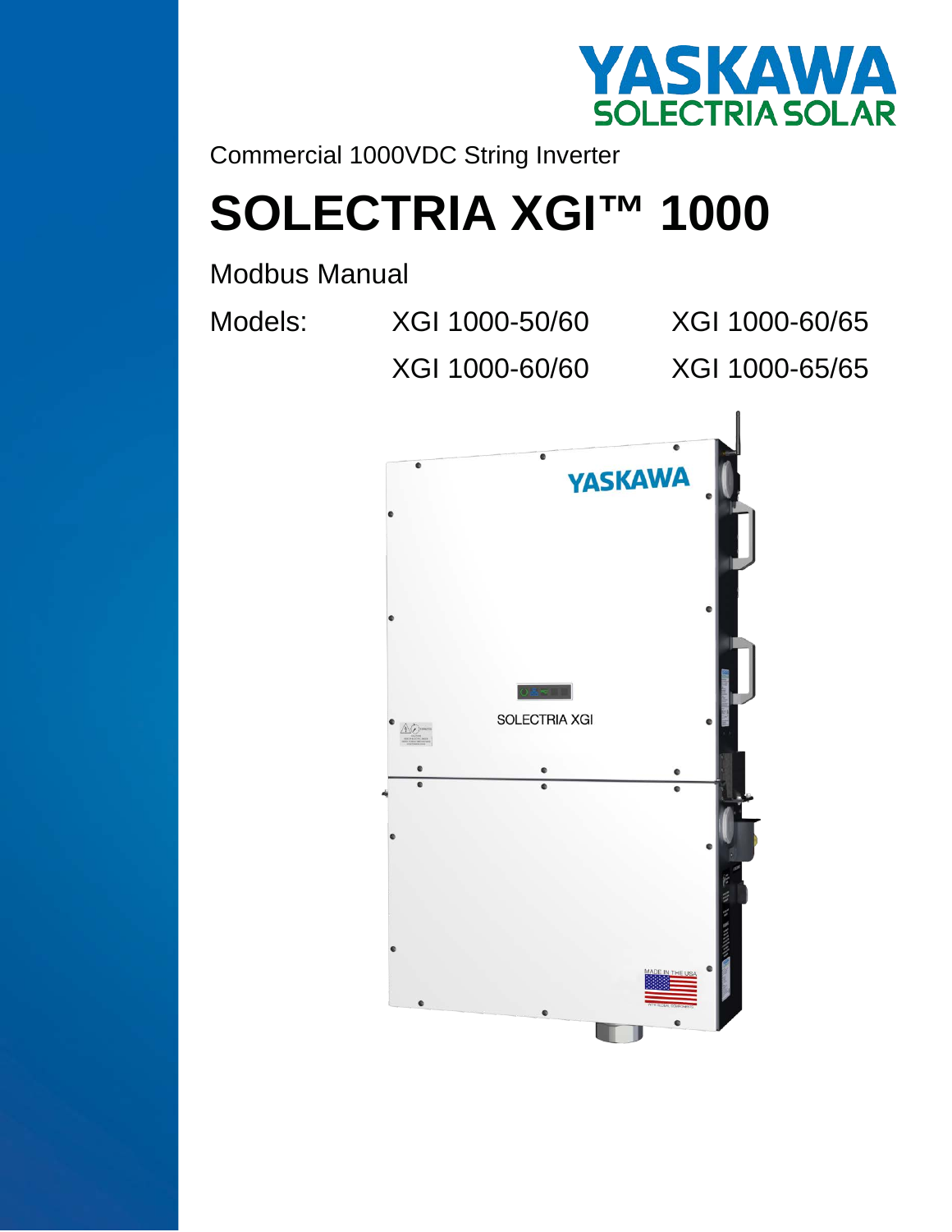YASKAWA
SOLECTRIA SOLAR

Commercial 1000VDC String Inverter

# SOLECTRIA XGI™ 1000

Modbus Manual

| Models: | XGI 1000-50/60 | XGI 1000-60/65 |
|---|---|---|
| | XGI 1000-60/60 | XGI 1000-65/65 |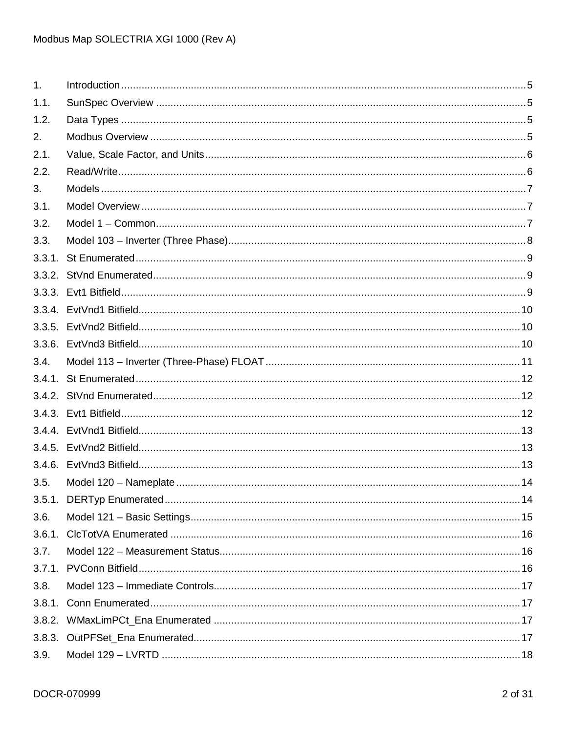| | | |
|---|---|---|
| 1. | Introduction | 5 |
| 1.1. | SunSpec Overview | 5 |
| 1.2. | Data Types | 5 |
| 2. | Modbus Overview | 5 |
| 2.1. | Value, Scale Factor, and Units | 6 |
| 2.2. | Read/Write | 6 |
| 3. | Models | 7 |
| 3.1. | Model Overview | 7 |
| 3.2. | Model 1 – Common | 7 |
| 3.3. | Model 103 – Inverter (Three Phase) | 8 |
| 3.3.1. | St Enumerated | 9 |
| 3.3.2. | StVnd Enumerated | 9 |
| 3.3.3. | Evt1 Bitfield | 9 |
| 3.3.4. | EvtVnd1 Bitfield | 10 |
| 3.3.5. | EvtVnd2 Bitfield | 10 |
| 3.3.6. | EvtVnd3 Bitfield | 10 |
| 3.4. | Model 113 – Inverter (Three-Phase) FLOAT | 11 |
| 3.4.1. | St Enumerated | 12 |
| 3.4.2. | StVnd Enumerated | 12 |
| 3.4.3. | Evt1 Bitfield | 12 |
| 3.4.4. | EvtVnd1 Bitfield | 13 |
| 3.4.5. | EvtVnd2 Bitfield | 13 |
| 3.4.6. | EvtVnd3 Bitfield | 13 |
| 3.5. | Model 120 – Nameplate | 14 |
| 3.5.1. | DERTyp Enumerated | 14 |
| 3.6. | Model 121 – Basic Settings | 15 |
| 3.6.1. | ClcTotVA Enumerated | 16 |
| 3.7. | Model 122 – Measurement Status | 16 |
| 3.7.1. | PVConn Bitfield | 16 |
| 3.8. | Model 123 – Immediate Controls | 17 |
| 3.8.1. | Conn Enumerated | 17 |
| 3.8.2. | WMaxLimPCt_Ena Enumerated | 17 |
| 3.8.3. | OutPFSet_Ena Enumerated | 17 |
| 3.9. | Model 129 – LVRTD | 18 |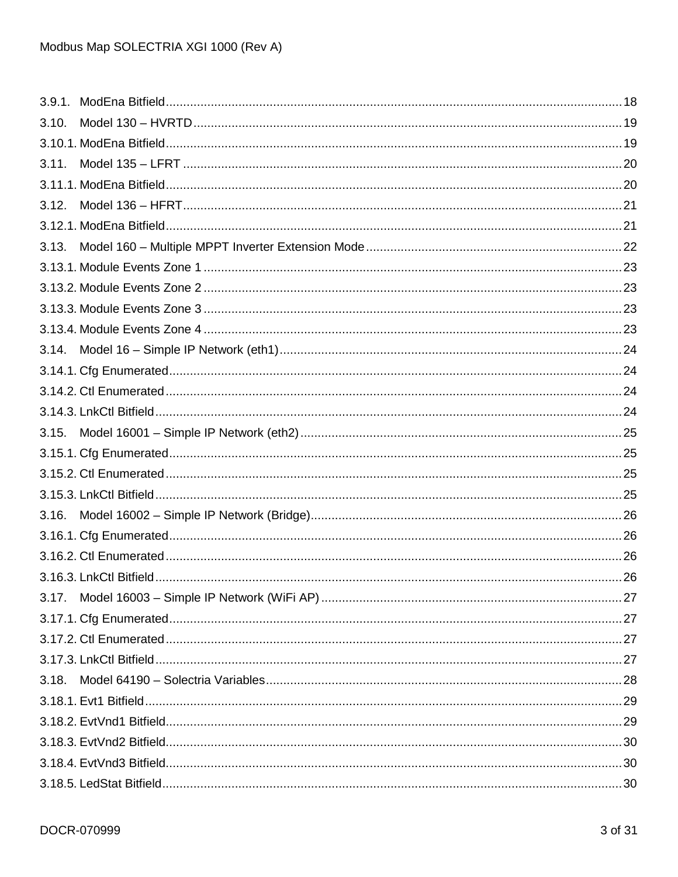3.9.1. ModEna Bitfield .......... 18
3.10. Model 130 – HVRTD .......... 19
3.10.1. ModEna Bitfield .......... 19
3.11. Model 135 – LFRT .......... 20
3.11.1. ModEna Bitfield .......... 20
3.12. Model 136 – HFRT .......... 21
3.12.1. ModEna Bitfield .......... 21
3.13. Model 160 – Multiple MPPT Inverter Extension Mode .......... 22
3.13.1. Module Events Zone 1 .......... 23
3.13.2. Module Events Zone 2 .......... 23
3.13.3. Module Events Zone 3 .......... 23
3.13.4. Module Events Zone 4 .......... 23
3.14. Model 16 – Simple IP Network (eth1) .......... 24
3.14.1. Cfg Enumerated .......... 24
3.14.2. Ctl Enumerated .......... 24
3.14.3. LnkCtl Bitfield .......... 24
3.15. Model 16001 – Simple IP Network (eth2) .......... 25
3.15.1. Cfg Enumerated .......... 25
3.15.2. Ctl Enumerated .......... 25
3.15.3. LnkCtl Bitfield .......... 25
3.16. Model 16002 – Simple IP Network (Bridge) .......... 26
3.16.1. Cfg Enumerated .......... 26
3.16.2. Ctl Enumerated .......... 26
3.16.3. LnkCtl Bitfield .......... 26
3.17. Model 16003 – Simple IP Network (WiFi AP) .......... 27
3.17.1. Cfg Enumerated .......... 27
3.17.2. Ctl Enumerated .......... 27
3.17.3. LnkCtl Bitfield .......... 27
3.18. Model 64190 – Solectria Variables .......... 28
3.18.1. Evt1 Bitfield .......... 29
3.18.2. EvtVnd1 Bitfield .......... 29
3.18.3. EvtVnd2 Bitfield .......... 30
3.18.4. EvtVnd3 Bitfield .......... 30
3.18.5. LedStat Bitfield .......... 30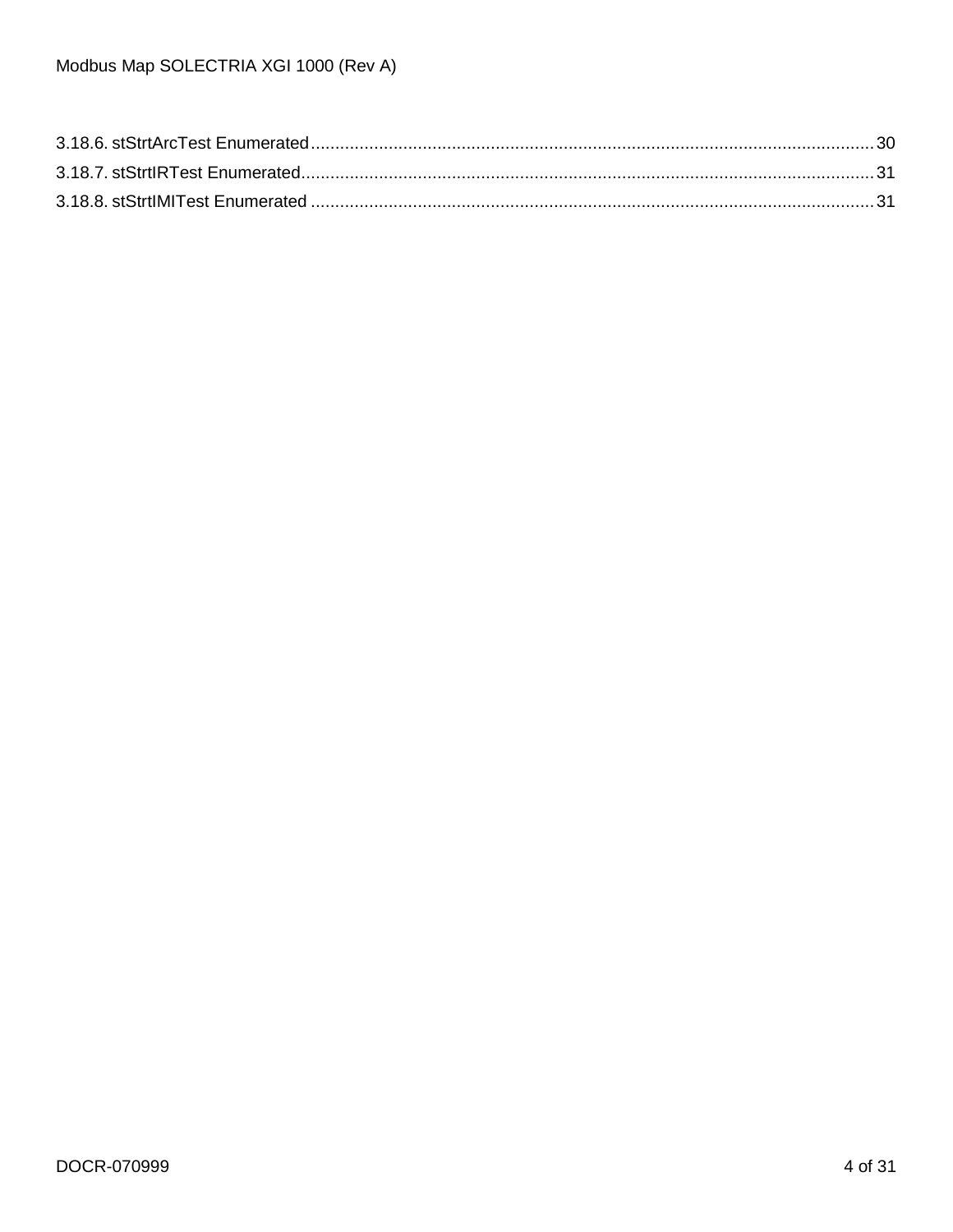3.18.6. stStrtArcTest Enumerated ........................................................................................................ 30
3.18.7. stStrtIRTest Enumerated .......................................................................................................... 31
3.18.8. stStrtIMITest Enumerated ........................................................................................................ 31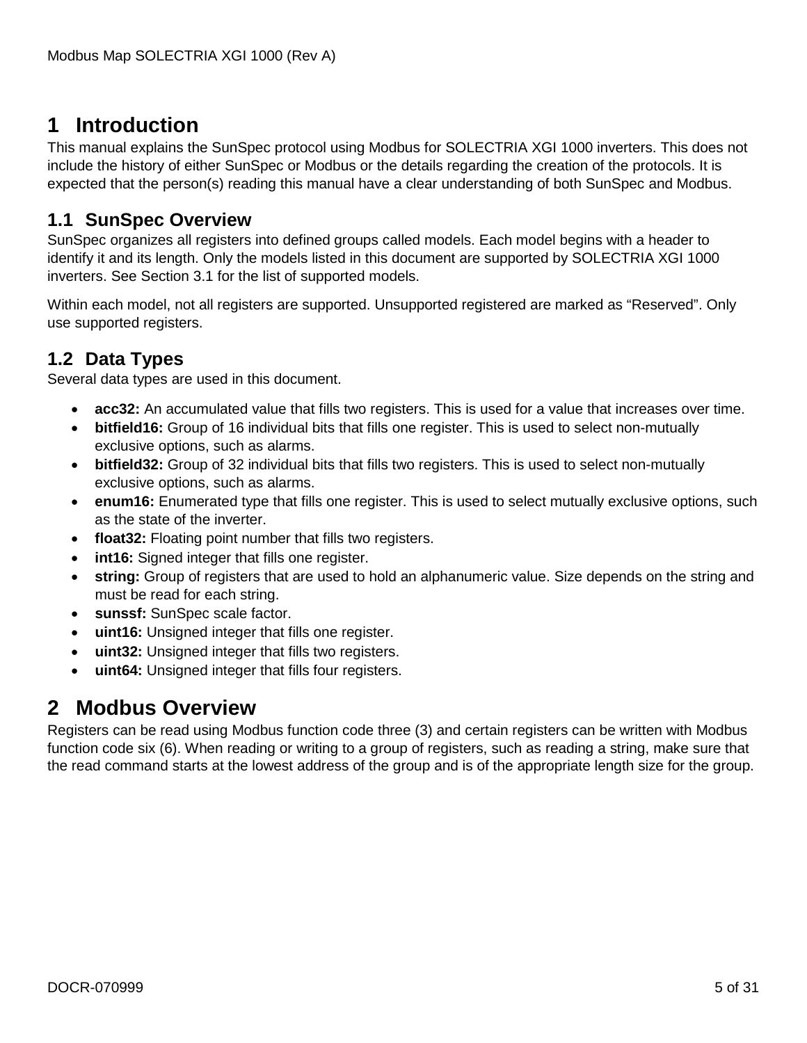# 1 Introduction

This manual explains the SunSpec protocol using Modbus for SOLECTRIA XGI 1000 inverters. This does not include the history of either SunSpec or Modbus or the details regarding the creation of the protocols. It is expected that the person(s) reading this manual have a clear understanding of both SunSpec and Modbus.

## 1.1 SunSpec Overview

SunSpec organizes all registers into defined groups called models. Each model begins with a header to identify it and its length. Only the models listed in this document are supported by SOLECTRIA XGI 1000 inverters. See Section 3.1 for the list of supported models.

Within each model, not all registers are supported. Unsupported registered are marked as "Reserved". Only use supported registers.

## 1.2 Data Types

Several data types are used in this document.

- **acc32:** An accumulated value that fills two registers. This is used for a value that increases over time.
- **bitfield16:** Group of 16 individual bits that fills one register. This is used to select non-mutually exclusive options, such as alarms.
- **bitfield32:** Group of 32 individual bits that fills two registers. This is used to select non-mutually exclusive options, such as alarms.
- **enum16:** Enumerated type that fills one register. This is used to select mutually exclusive options, such as the state of the inverter.
- **float32:** Floating point number that fills two registers.
- **int16:** Signed integer that fills one register.
- **string:** Group of registers that are used to hold an alphanumeric value. Size depends on the string and must be read for each string.
- **sunssf:** SunSpec scale factor.
- **uint16:** Unsigned integer that fills one register.
- **uint32:** Unsigned integer that fills two registers.
- **uint64:** Unsigned integer that fills four registers.

# 2 Modbus Overview

Registers can be read using Modbus function code three (3) and certain registers can be written with Modbus function code six (6). When reading or writing to a group of registers, such as reading a string, make sure that the read command starts at the lowest address of the group and is of the appropriate length size for the group.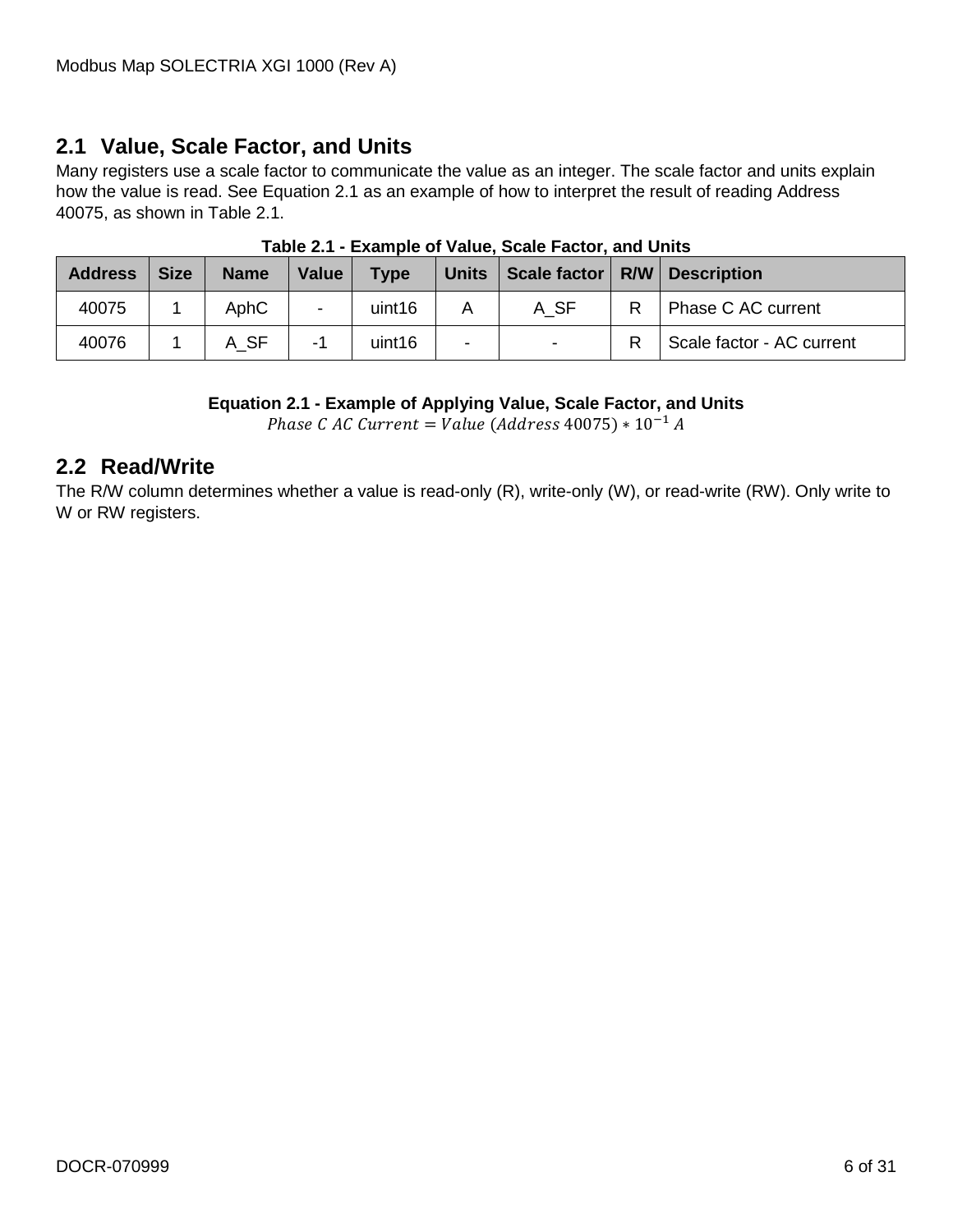## 2.1 Value, Scale Factor, and Units

Many registers use a scale factor to communicate the value as an integer. The scale factor and units explain how the value is read. See Equation 2.1 as an example of how to interpret the result of reading Address 40075, as shown in Table 2.1.

**Table 2.1 - Example of Value, Scale Factor, and Units**

| Address | Size | Name | Value | Type | Units | Scale factor | R/W | Description |
|---|---|---|---|---|---|---|---|---|
| 40075 | 1 | AphC | - | uint16 | A | A_SF | R | Phase C AC current |
| 40076 | 1 | A_SF | -1 | uint16 | - | - | R | Scale factor - AC current |

**Equation 2.1 - Example of Applying Value, Scale Factor, and Units**

$$Phase\ C\ AC\ Current = Value\ (Address\ 40075) * 10^{-1}\ A$$

## 2.2 Read/Write

The R/W column determines whether a value is read-only (R), write-only (W), or read-write (RW). Only write to W or RW registers.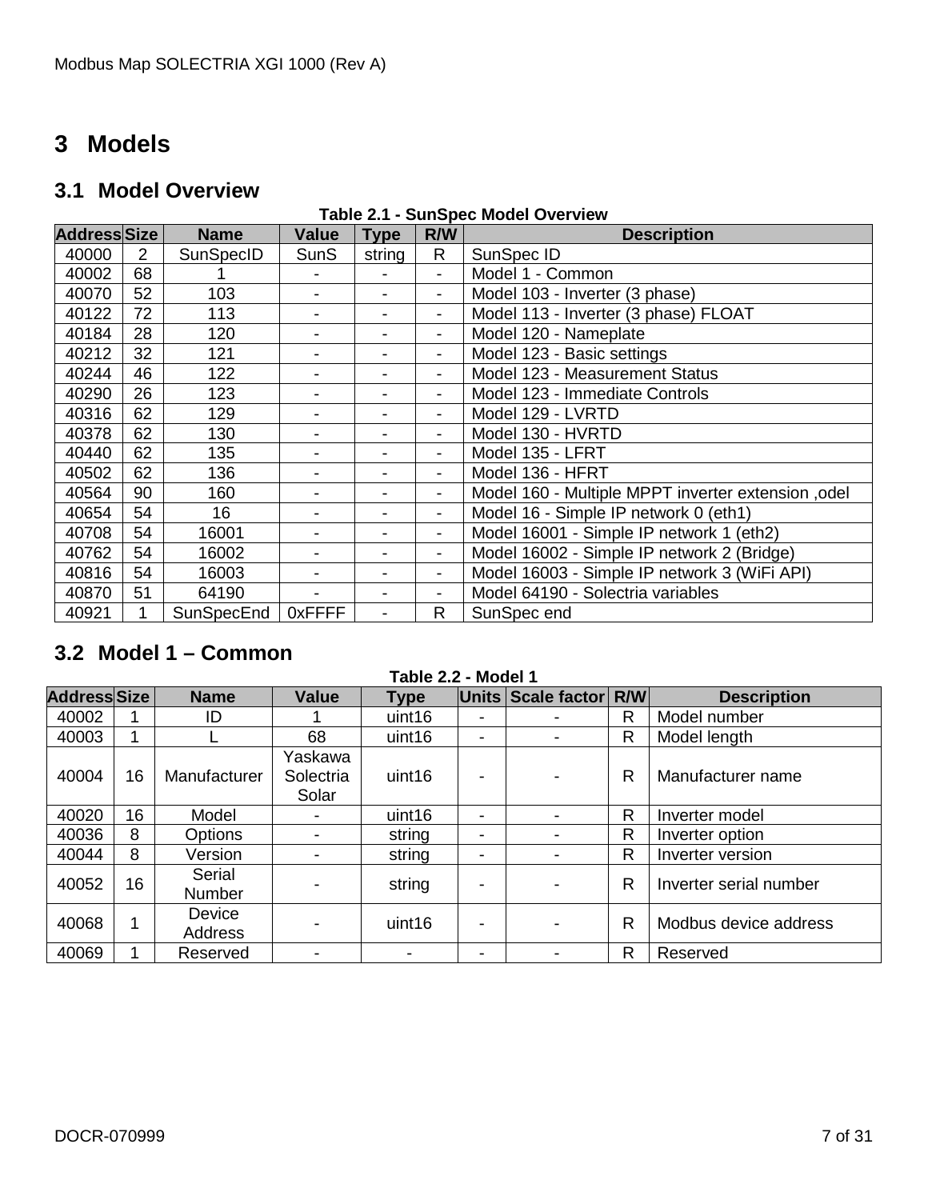# 3 Models

## 3.1 Model Overview

**Table 2.1 - SunSpec Model Overview**

| Address | Size | Name | Value | Type | R/W | Description |
|---|---|---|---|---|---|---|
| 40000 | 2 | SunSpecID | SunS | string | R | SunSpec ID |
| 40002 | 68 | 1 | - | - | - | Model 1 - Common |
| 40070 | 52 | 103 | - | - | - | Model 103 - Inverter (3 phase) |
| 40122 | 72 | 113 | - | - | - | Model 113 - Inverter (3 phase) FLOAT |
| 40184 | 28 | 120 | - | - | - | Model 120 - Nameplate |
| 40212 | 32 | 121 | - | - | - | Model 123 - Basic settings |
| 40244 | 46 | 122 | - | - | - | Model 123 - Measurement Status |
| 40290 | 26 | 123 | - | - | - | Model 123 - Immediate Controls |
| 40316 | 62 | 129 | - | - | - | Model 129 - LVRTD |
| 40378 | 62 | 130 | - | - | - | Model 130 - HVRTD |
| 40440 | 62 | 135 | - | - | - | Model 135 - LFRT |
| 40502 | 62 | 136 | - | - | - | Model 136 - HFRT |
| 40564 | 90 | 160 | - | - | - | Model 160 - Multiple MPPT inverter extension ,odel |
| 40654 | 54 | 16 | - | - | - | Model 16 - Simple IP network 0 (eth1) |
| 40708 | 54 | 16001 | - | - | - | Model 16001 - Simple IP network 1 (eth2) |
| 40762 | 54 | 16002 | - | - | - | Model 16002 - Simple IP network 2 (Bridge) |
| 40816 | 54 | 16003 | - | - | - | Model 16003 - Simple IP network 3 (WiFi API) |
| 40870 | 51 | 64190 | - | - | - | Model 64190 - Solectria variables |
| 40921 | 1 | SunSpecEnd | 0xFFFF | - | R | SunSpec end |

## 3.2 Model 1 – Common

**Table 2.2 - Model 1**

| Address | Size | Name | Value | Type | Units | Scale factor | R/W | Description |
|---|---|---|---|---|---|---|---|---|
| 40002 | 1 | ID | 1 | uint16 | - | - | R | Model number |
| 40003 | 1 | L | 68 | uint16 | - | - | R | Model length |
| 40004 | 16 | Manufacturer | Yaskawa Solectria Solar | uint16 | - | - | R | Manufacturer name |
| 40020 | 16 | Model | - | uint16 | - | - | R | Inverter model |
| 40036 | 8 | Options | - | string | - | - | R | Inverter option |
| 40044 | 8 | Version | - | string | - | - | R | Inverter version |
| 40052 | 16 | Serial Number | - | string | - | - | R | Inverter serial number |
| 40068 | 1 | Device Address | - | uint16 | - | - | R | Modbus device address |
| 40069 | 1 | Reserved | - | - | - | - | R | Reserved |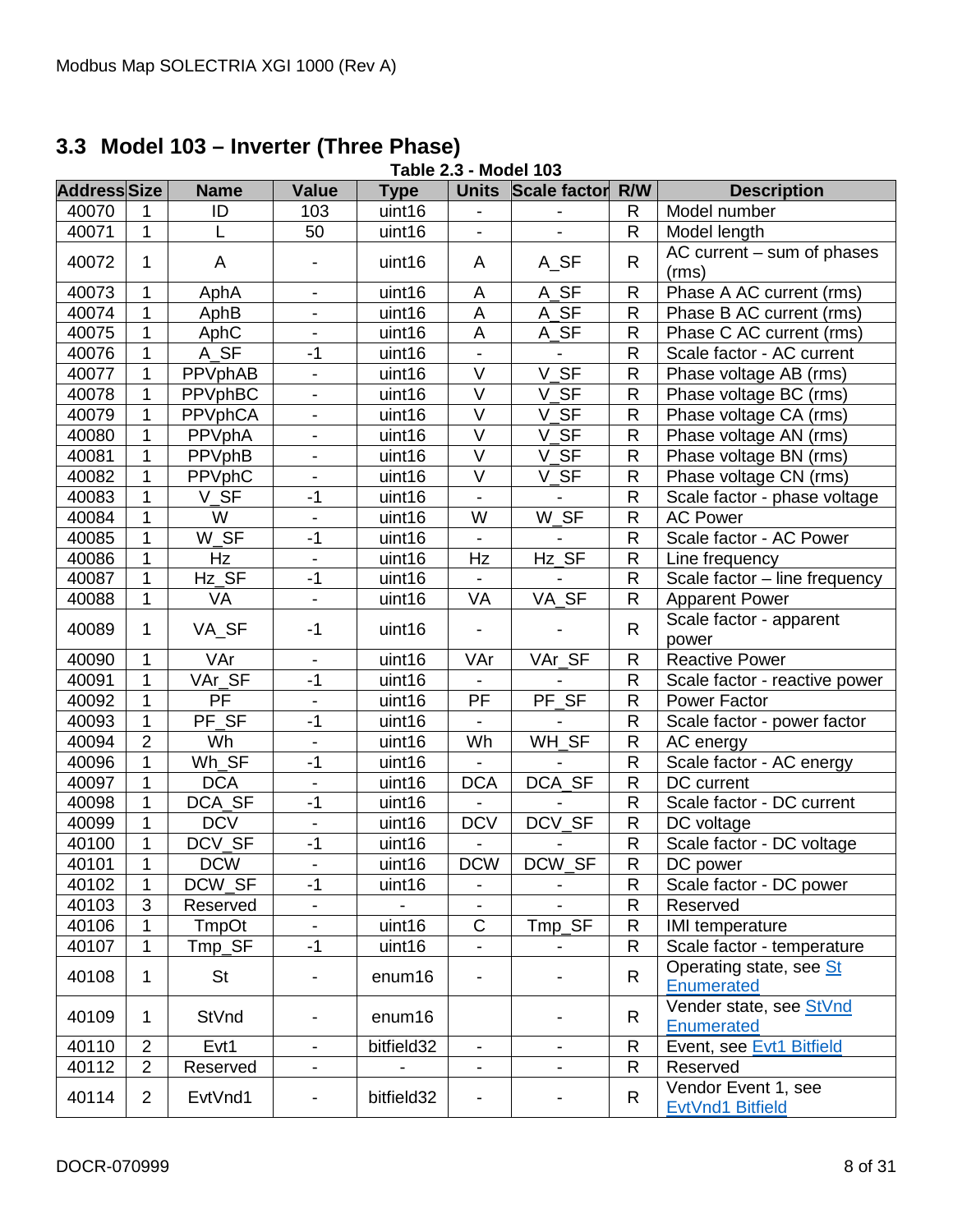## 3.3 Model 103 – Inverter (Three Phase)

**Table 2.3 - Model 103**

| Address | Size | Name | Value | Type | Units | Scale factor | R/W | Description |
|---|---|---|---|---|---|---|---|---|
| 40070 | 1 | ID | 103 | uint16 | - | - | R | Model number |
| 40071 | 1 | L | 50 | uint16 | - | - | R | Model length |
| 40072 | 1 | A | - | uint16 | A | A_SF | R | AC current – sum of phases (rms) |
| 40073 | 1 | AphA | - | uint16 | A | A_SF | R | Phase A AC current (rms) |
| 40074 | 1 | AphB | - | uint16 | A | A_SF | R | Phase B AC current (rms) |
| 40075 | 1 | AphC | - | uint16 | A | A_SF | R | Phase C AC current (rms) |
| 40076 | 1 | A_SF | -1 | uint16 | - | - | R | Scale factor - AC current |
| 40077 | 1 | PPVphAB | - | uint16 | V | V_SF | R | Phase voltage AB (rms) |
| 40078 | 1 | PPVphBC | - | uint16 | V | V_SF | R | Phase voltage BC (rms) |
| 40079 | 1 | PPVphCA | - | uint16 | V | V_SF | R | Phase voltage CA (rms) |
| 40080 | 1 | PPVphA | - | uint16 | V | V_SF | R | Phase voltage AN (rms) |
| 40081 | 1 | PPVphB | - | uint16 | V | V_SF | R | Phase voltage BN (rms) |
| 40082 | 1 | PPVphC | - | uint16 | V | V_SF | R | Phase voltage CN (rms) |
| 40083 | 1 | V_SF | -1 | uint16 | - | - | R | Scale factor - phase voltage |
| 40084 | 1 | W | - | uint16 | W | W_SF | R | AC Power |
| 40085 | 1 | W_SF | -1 | uint16 | - | - | R | Scale factor - AC Power |
| 40086 | 1 | Hz | - | uint16 | Hz | Hz_SF | R | Line frequency |
| 40087 | 1 | Hz_SF | -1 | uint16 | - | - | R | Scale factor – line frequency |
| 40088 | 1 | VA | - | uint16 | VA | VA_SF | R | Apparent Power |
| 40089 | 1 | VA_SF | -1 | uint16 | - | - | R | Scale factor - apparent power |
| 40090 | 1 | VAr | - | uint16 | VAr | VAr_SF | R | Reactive Power |
| 40091 | 1 | VAr_SF | -1 | uint16 | - | - | R | Scale factor - reactive power |
| 40092 | 1 | PF | - | uint16 | PF | PF_SF | R | Power Factor |
| 40093 | 1 | PF_SF | -1 | uint16 | - | - | R | Scale factor - power factor |
| 40094 | 2 | Wh | - | uint16 | Wh | WH_SF | R | AC energy |
| 40096 | 1 | Wh_SF | -1 | uint16 | - | - | R | Scale factor - AC energy |
| 40097 | 1 | DCA | - | uint16 | DCA | DCA_SF | R | DC current |
| 40098 | 1 | DCA_SF | -1 | uint16 | - | - | R | Scale factor - DC current |
| 40099 | 1 | DCV | - | uint16 | DCV | DCV_SF | R | DC voltage |
| 40100 | 1 | DCV_SF | -1 | uint16 | - | - | R | Scale factor - DC voltage |
| 40101 | 1 | DCW | - | uint16 | DCW | DCW_SF | R | DC power |
| 40102 | 1 | DCW_SF | -1 | uint16 | - | - | R | Scale factor - DC power |
| 40103 | 3 | Reserved | - | - | - | - | R | Reserved |
| 40106 | 1 | TmpOt | - | uint16 | C | Tmp_SF | R | IMI temperature |
| 40107 | 1 | Tmp_SF | -1 | uint16 | - | - | R | Scale factor - temperature |
| 40108 | 1 | St | - | enum16 | - | - | R | Operating state, see St Enumerated |
| 40109 | 1 | StVnd | - | enum16 | | - | R | Vender state, see StVnd Enumerated |
| 40110 | 2 | Evt1 | - | bitfield32 | - | - | R | Event, see Evt1 Bitfield |
| 40112 | 2 | Reserved | - | - | - | - | R | Reserved |
| 40114 | 2 | EvtVnd1 | - | bitfield32 | - | - | R | Vendor Event 1, see EvtVnd1 Bitfield |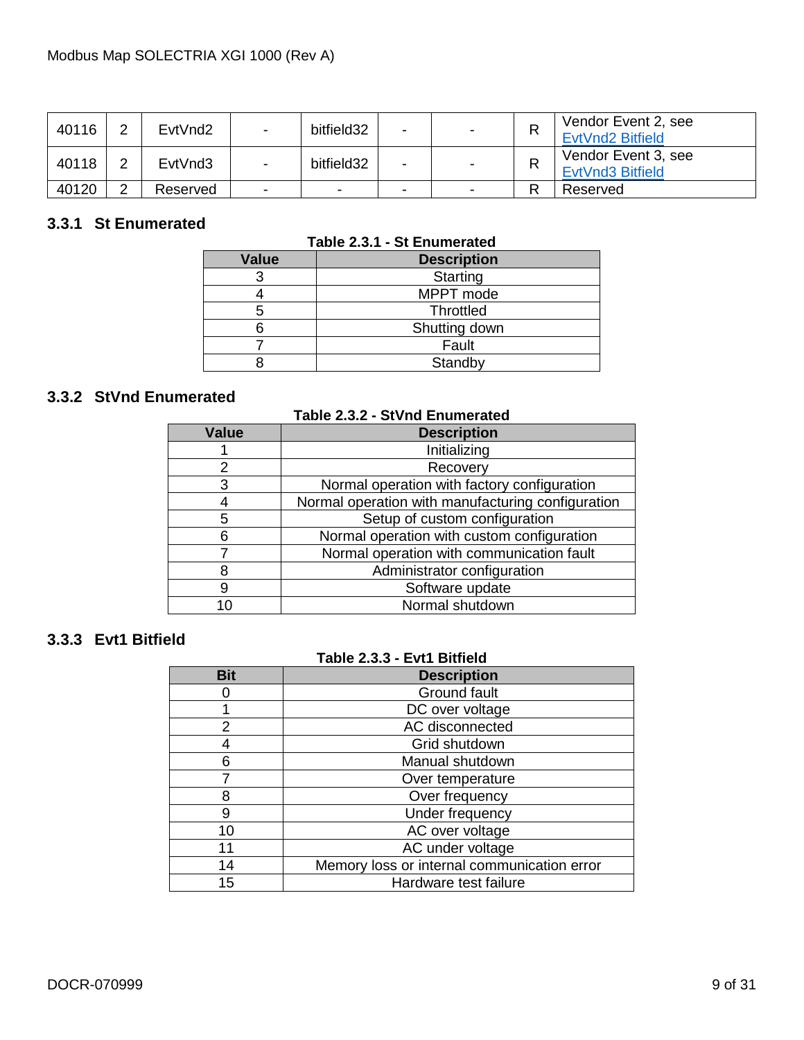| 40116 | 2 | EvtVnd2 | - | bitfield32 | - | - | R | Vendor Event 2, see EvtVnd2 Bitfield |
|---|---|---|---|---|---|---|---|---|
| 40118 | 2 | EvtVnd3 | - | bitfield32 | - | - | R | Vendor Event 3, see EvtVnd3 Bitfield |
| 40120 | 2 | Reserved | - | - | - | - | R | Reserved |

### 3.3.1 St Enumerated

**Table 2.3.1 - St Enumerated**

| Value | Description |
|---|---|
| 3 | Starting |
| 4 | MPPT mode |
| 5 | Throttled |
| 6 | Shutting down |
| 7 | Fault |
| 8 | Standby |

### 3.3.2 StVnd Enumerated

**Table 2.3.2 - StVnd Enumerated**

| Value | Description |
|---|---|
| 1 | Initializing |
| 2 | Recovery |
| 3 | Normal operation with factory configuration |
| 4 | Normal operation with manufacturing configuration |
| 5 | Setup of custom configuration |
| 6 | Normal operation with custom configuration |
| 7 | Normal operation with communication fault |
| 8 | Administrator configuration |
| 9 | Software update |
| 10 | Normal shutdown |

### 3.3.3 Evt1 Bitfield

**Table 2.3.3 - Evt1 Bitfield**

| Bit | Description |
|---|---|
| 0 | Ground fault |
| 1 | DC over voltage |
| 2 | AC disconnected |
| 4 | Grid shutdown |
| 6 | Manual shutdown |
| 7 | Over temperature |
| 8 | Over frequency |
| 9 | Under frequency |
| 10 | AC over voltage |
| 11 | AC under voltage |
| 14 | Memory loss or internal communication error |
| 15 | Hardware test failure |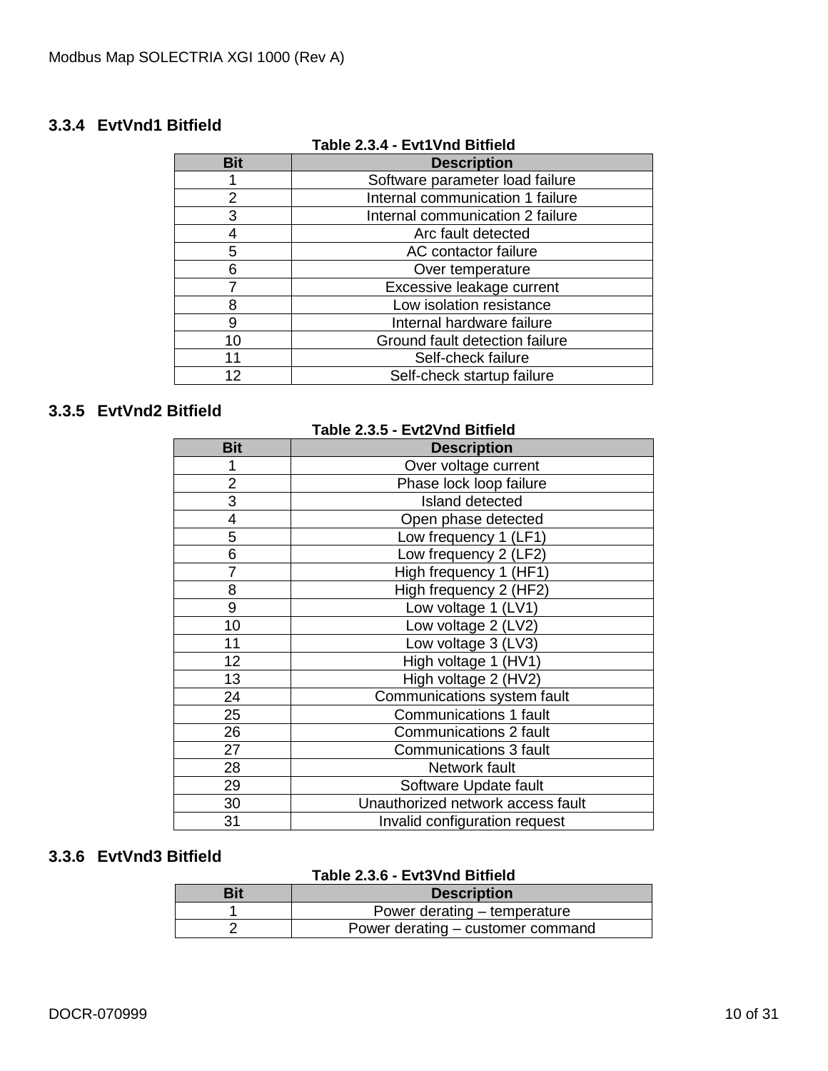### 3.3.4 EvtVnd1 Bitfield

**Table 2.3.4 - Evt1Vnd Bitfield**

| Bit | Description |
|---|---|
| 1 | Software parameter load failure |
| 2 | Internal communication 1 failure |
| 3 | Internal communication 2 failure |
| 4 | Arc fault detected |
| 5 | AC contactor failure |
| 6 | Over temperature |
| 7 | Excessive leakage current |
| 8 | Low isolation resistance |
| 9 | Internal hardware failure |
| 10 | Ground fault detection failure |
| 11 | Self-check failure |
| 12 | Self-check startup failure |

### 3.3.5 EvtVnd2 Bitfield

**Table 2.3.5 - Evt2Vnd Bitfield**

| Bit | Description |
|---|---|
| 1 | Over voltage current |
| 2 | Phase lock loop failure |
| 3 | Island detected |
| 4 | Open phase detected |
| 5 | Low frequency 1 (LF1) |
| 6 | Low frequency 2 (LF2) |
| 7 | High frequency 1 (HF1) |
| 8 | High frequency 2 (HF2) |
| 9 | Low voltage 1 (LV1) |
| 10 | Low voltage 2 (LV2) |
| 11 | Low voltage 3 (LV3) |
| 12 | High voltage 1 (HV1) |
| 13 | High voltage 2 (HV2) |
| 24 | Communications system fault |
| 25 | Communications 1 fault |
| 26 | Communications 2 fault |
| 27 | Communications 3 fault |
| 28 | Network fault |
| 29 | Software Update fault |
| 30 | Unauthorized network access fault |
| 31 | Invalid configuration request |

### 3.3.6 EvtVnd3 Bitfield

**Table 2.3.6 - Evt3Vnd Bitfield**

| Bit | Description |
|---|---|
| 1 | Power derating – temperature |
| 2 | Power derating – customer command |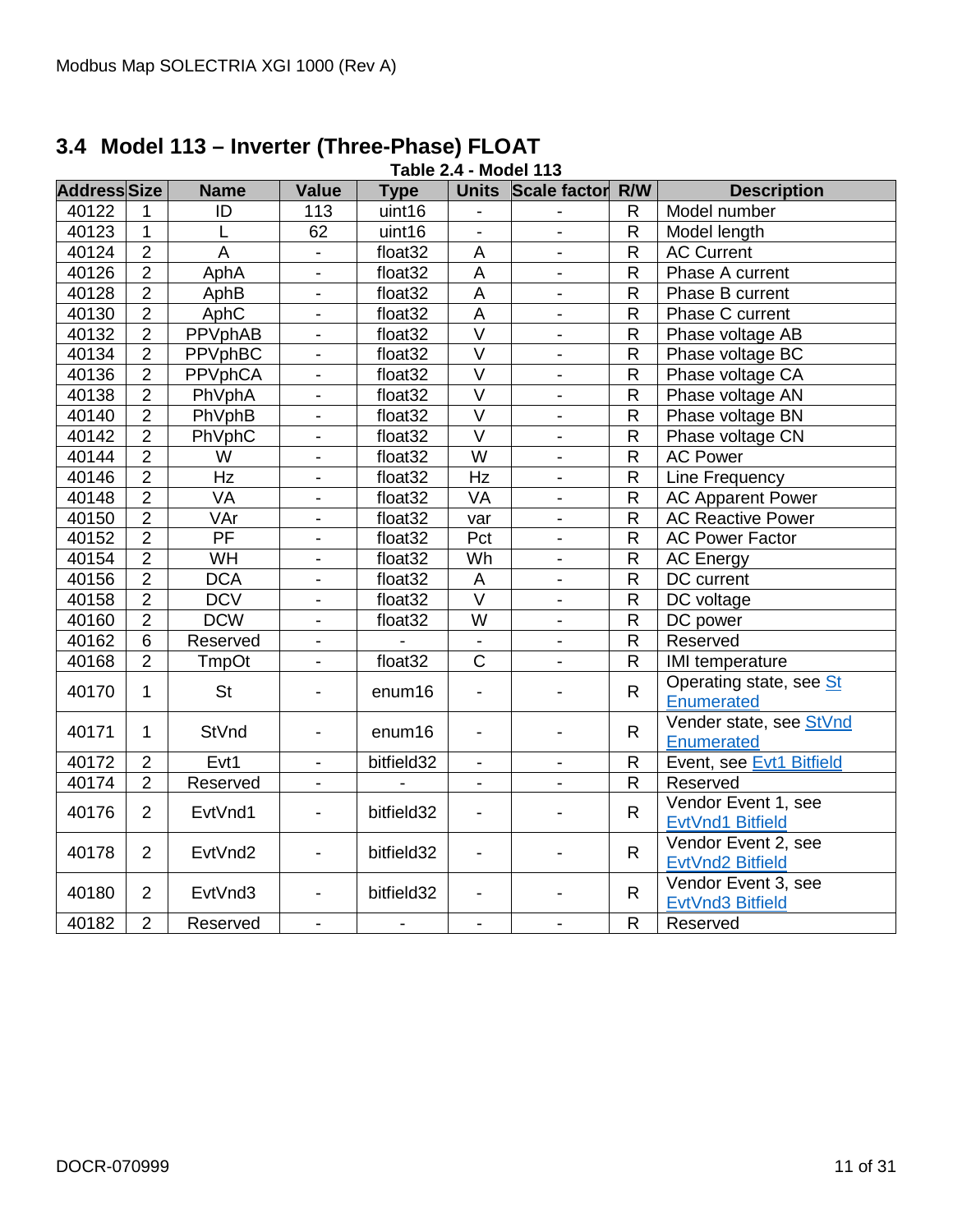## 3.4 Model 113 – Inverter (Three-Phase) FLOAT

**Table 2.4 - Model 113**

| Address | Size | Name | Value | Type | Units | Scale factor | R/W | Description |
|---|---|---|---|---|---|---|---|---|
| 40122 | 1 | ID | 113 | uint16 | - | - | R | Model number |
| 40123 | 1 | L | 62 | uint16 | - | - | R | Model length |
| 40124 | 2 | A | - | float32 | A | - | R | AC Current |
| 40126 | 2 | AphA | - | float32 | A | - | R | Phase A current |
| 40128 | 2 | AphB | - | float32 | A | - | R | Phase B current |
| 40130 | 2 | AphC | - | float32 | A | - | R | Phase C current |
| 40132 | 2 | PPVphAB | - | float32 | V | - | R | Phase voltage AB |
| 40134 | 2 | PPVphBC | - | float32 | V | - | R | Phase voltage BC |
| 40136 | 2 | PPVphCA | - | float32 | V | - | R | Phase voltage CA |
| 40138 | 2 | PhVphA | - | float32 | V | - | R | Phase voltage AN |
| 40140 | 2 | PhVphB | - | float32 | V | - | R | Phase voltage BN |
| 40142 | 2 | PhVphC | - | float32 | V | - | R | Phase voltage CN |
| 40144 | 2 | W | - | float32 | W | - | R | AC Power |
| 40146 | 2 | Hz | - | float32 | Hz | - | R | Line Frequency |
| 40148 | 2 | VA | - | float32 | VA | - | R | AC Apparent Power |
| 40150 | 2 | VAr | - | float32 | var | - | R | AC Reactive Power |
| 40152 | 2 | PF | - | float32 | Pct | - | R | AC Power Factor |
| 40154 | 2 | WH | - | float32 | Wh | - | R | AC Energy |
| 40156 | 2 | DCA | - | float32 | A | - | R | DC current |
| 40158 | 2 | DCV | - | float32 | V | - | R | DC voltage |
| 40160 | 2 | DCW | - | float32 | W | - | R | DC power |
| 40162 | 6 | Reserved | - | - | - | - | R | Reserved |
| 40168 | 2 | TmpOt | - | float32 | C | - | R | IMI temperature |
| 40170 | 1 | St | - | enum16 | - | - | R | Operating state, see St Enumerated |
| 40171 | 1 | StVnd | - | enum16 | - | - | R | Vender state, see StVnd Enumerated |
| 40172 | 2 | Evt1 | - | bitfield32 | - | - | R | Event, see Evt1 Bitfield |
| 40174 | 2 | Reserved | - | - | - | - | R | Reserved |
| 40176 | 2 | EvtVnd1 | - | bitfield32 | - | - | R | Vendor Event 1, see EvtVnd1 Bitfield |
| 40178 | 2 | EvtVnd2 | - | bitfield32 | - | - | R | Vendor Event 2, see EvtVnd2 Bitfield |
| 40180 | 2 | EvtVnd3 | - | bitfield32 | - | - | R | Vendor Event 3, see EvtVnd3 Bitfield |
| 40182 | 2 | Reserved | - | - | - | - | R | Reserved |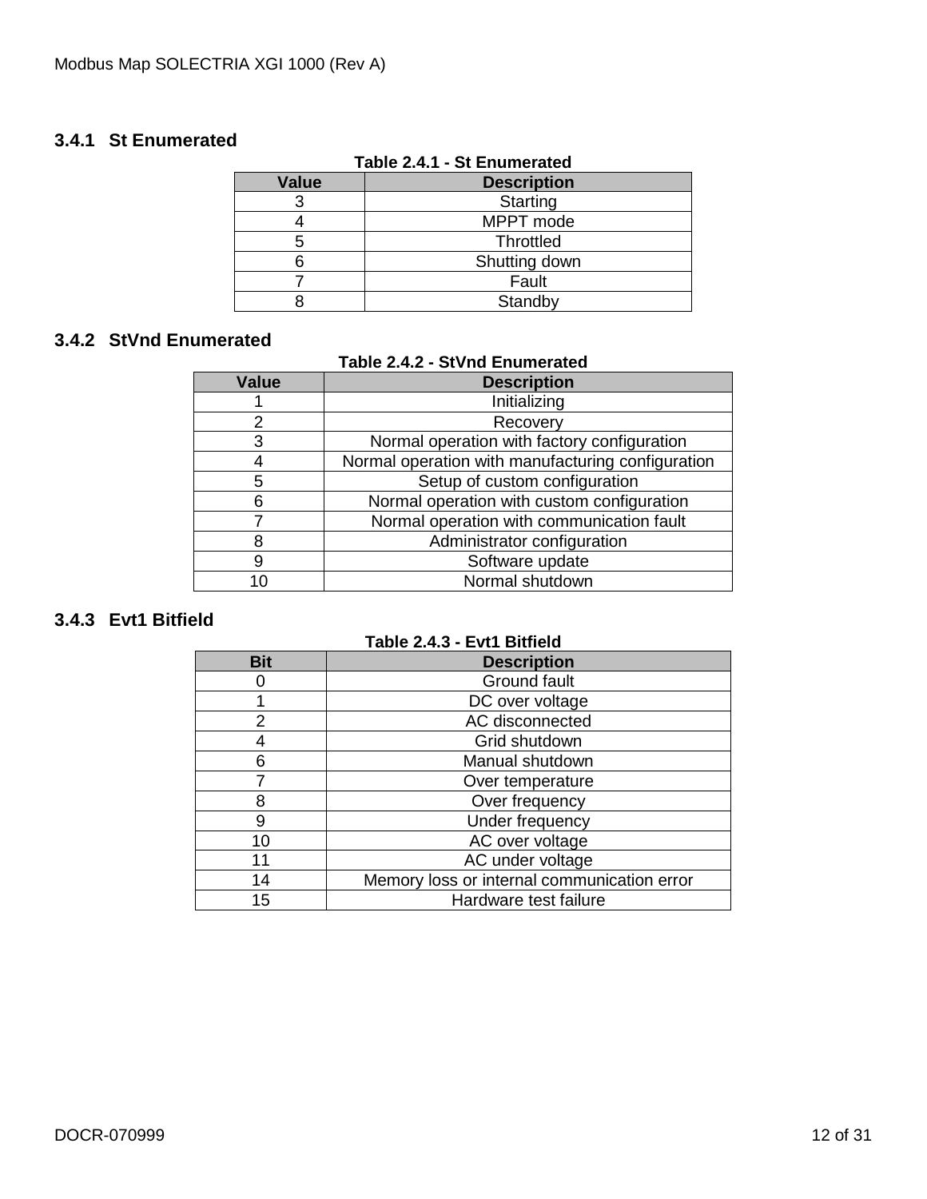### 3.4.1 St Enumerated

**Table 2.4.1 - St Enumerated**

| Value | Description |
|---|---|
| 3 | Starting |
| 4 | MPPT mode |
| 5 | Throttled |
| 6 | Shutting down |
| 7 | Fault |
| 8 | Standby |

### 3.4.2 StVnd Enumerated

**Table 2.4.2 - StVnd Enumerated**

| Value | Description |
|---|---|
| 1 | Initializing |
| 2 | Recovery |
| 3 | Normal operation with factory configuration |
| 4 | Normal operation with manufacturing configuration |
| 5 | Setup of custom configuration |
| 6 | Normal operation with custom configuration |
| 7 | Normal operation with communication fault |
| 8 | Administrator configuration |
| 9 | Software update |
| 10 | Normal shutdown |

### 3.4.3 Evt1 Bitfield

**Table 2.4.3 - Evt1 Bitfield**

| Bit | Description |
|---|---|
| 0 | Ground fault |
| 1 | DC over voltage |
| 2 | AC disconnected |
| 4 | Grid shutdown |
| 6 | Manual shutdown |
| 7 | Over temperature |
| 8 | Over frequency |
| 9 | Under frequency |
| 10 | AC over voltage |
| 11 | AC under voltage |
| 14 | Memory loss or internal communication error |
| 15 | Hardware test failure |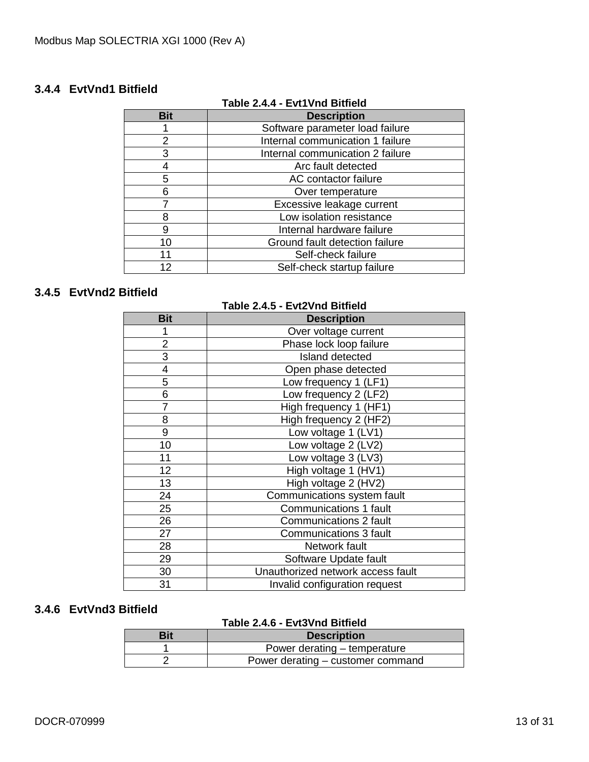### 3.4.4 EvtVnd1 Bitfield

**Table 2.4.4 - Evt1Vnd Bitfield**

| Bit | Description |
|---|---|
| 1 | Software parameter load failure |
| 2 | Internal communication 1 failure |
| 3 | Internal communication 2 failure |
| 4 | Arc fault detected |
| 5 | AC contactor failure |
| 6 | Over temperature |
| 7 | Excessive leakage current |
| 8 | Low isolation resistance |
| 9 | Internal hardware failure |
| 10 | Ground fault detection failure |
| 11 | Self-check failure |
| 12 | Self-check startup failure |

### 3.4.5 EvtVnd2 Bitfield

**Table 2.4.5 - Evt2Vnd Bitfield**

| Bit | Description |
|---|---|
| 1 | Over voltage current |
| 2 | Phase lock loop failure |
| 3 | Island detected |
| 4 | Open phase detected |
| 5 | Low frequency 1 (LF1) |
| 6 | Low frequency 2 (LF2) |
| 7 | High frequency 1 (HF1) |
| 8 | High frequency 2 (HF2) |
| 9 | Low voltage 1 (LV1) |
| 10 | Low voltage 2 (LV2) |
| 11 | Low voltage 3 (LV3) |
| 12 | High voltage 1 (HV1) |
| 13 | High voltage 2 (HV2) |
| 24 | Communications system fault |
| 25 | Communications 1 fault |
| 26 | Communications 2 fault |
| 27 | Communications 3 fault |
| 28 | Network fault |
| 29 | Software Update fault |
| 30 | Unauthorized network access fault |
| 31 | Invalid configuration request |

### 3.4.6 EvtVnd3 Bitfield

**Table 2.4.6 - Evt3Vnd Bitfield**

| Bit | Description |
|---|---|
| 1 | Power derating – temperature |
| 2 | Power derating – customer command |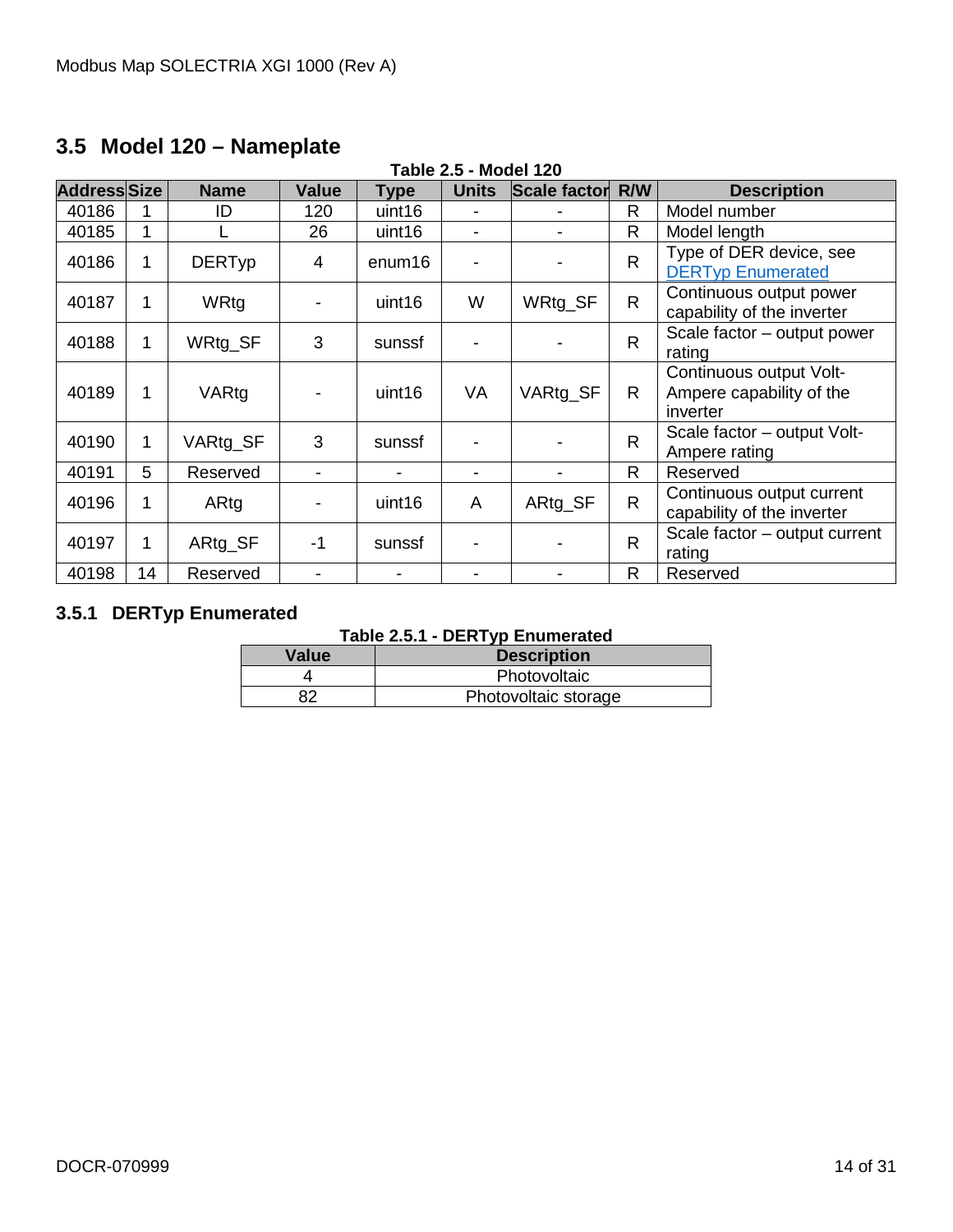## 3.5 Model 120 – Nameplate

**Table 2.5 - Model 120**

| Address | Size | Name | Value | Type | Units | Scale factor | R/W | Description |
|---|---|---|---|---|---|---|---|---|
| 40186 | 1 | ID | 120 | uint16 | - | - | R | Model number |
| 40185 | 1 | L | 26 | uint16 | - | - | R | Model length |
| 40186 | 1 | DERTyp | 4 | enum16 | - | - | R | Type of DER device, see DERTyp Enumerated |
| 40187 | 1 | WRtg | - | uint16 | W | WRtg_SF | R | Continuous output power capability of the inverter |
| 40188 | 1 | WRtg_SF | 3 | sunssf | - | - | R | Scale factor – output power rating |
| 40189 | 1 | VARtg | - | uint16 | VA | VARtg_SF | R | Continuous output Volt-Ampere capability of the inverter |
| 40190 | 1 | VARtg_SF | 3 | sunssf | - | - | R | Scale factor – output Volt-Ampere rating |
| 40191 | 5 | Reserved | - | - | - | - | R | Reserved |
| 40196 | 1 | ARtg | - | uint16 | A | ARtg_SF | R | Continuous output current capability of the inverter |
| 40197 | 1 | ARtg_SF | -1 | sunssf | - | - | R | Scale factor – output current rating |
| 40198 | 14 | Reserved | - | - | - | - | R | Reserved |

### 3.5.1 DERTyp Enumerated

**Table 2.5.1 - DERTyp Enumerated**

| Value | Description |
|---|---|
| 4 | Photovoltaic |
| 82 | Photovoltaic storage |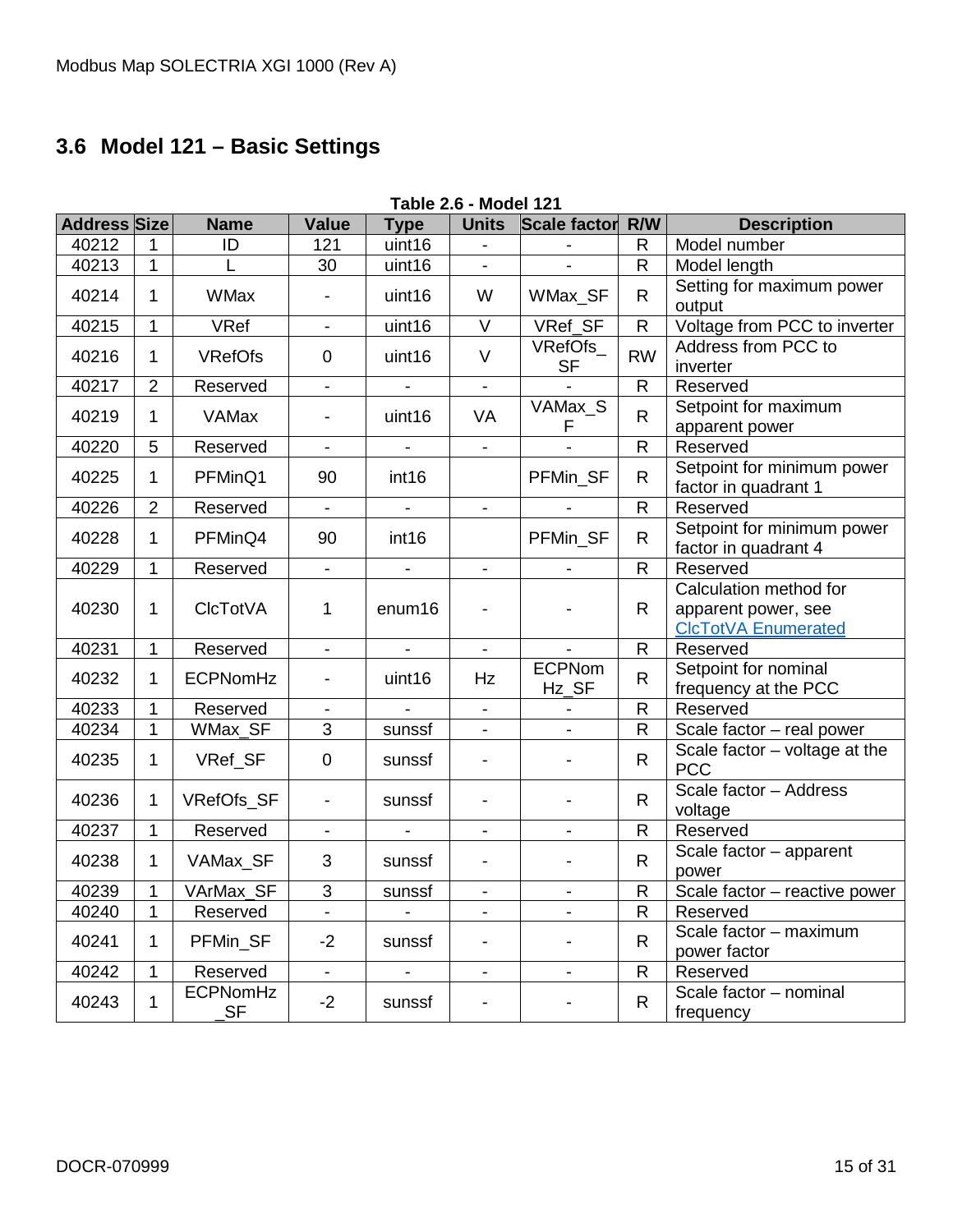## 3.6 Model 121 – Basic Settings

**Table 2.6 - Model 121**

| Address | Size | Name | Value | Type | Units | Scale factor | R/W | Description |
|---|---|---|---|---|---|---|---|---|
| 40212 | 1 | ID | 121 | uint16 | - | - | R | Model number |
| 40213 | 1 | L | 30 | uint16 | - | - | R | Model length |
| 40214 | 1 | WMax | - | uint16 | W | WMax_SF | R | Setting for maximum power output |
| 40215 | 1 | VRef | - | uint16 | V | VRef_SF | R | Voltage from PCC to inverter |
| 40216 | 1 | VRefOfs | 0 | uint16 | V | VRefOfs_SF | RW | Address from PCC to inverter |
| 40217 | 2 | Reserved | - | - | - | - | R | Reserved |
| 40219 | 1 | VAMax | - | uint16 | VA | VAMax_SF | R | Setpoint for maximum apparent power |
| 40220 | 5 | Reserved | - | - | - | - | R | Reserved |
| 40225 | 1 | PFMinQ1 | 90 | int16 | | PFMin_SF | R | Setpoint for minimum power factor in quadrant 1 |
| 40226 | 2 | Reserved | - | - | - | - | R | Reserved |
| 40228 | 1 | PFMinQ4 | 90 | int16 | | PFMin_SF | R | Setpoint for minimum power factor in quadrant 4 |
| 40229 | 1 | Reserved | - | - | - | - | R | Reserved |
| 40230 | 1 | ClcTotVA | 1 | enum16 | - | - | R | Calculation method for apparent power, see ClcTotVA Enumerated |
| 40231 | 1 | Reserved | - | - | - | - | R | Reserved |
| 40232 | 1 | ECPNomHz | - | uint16 | Hz | ECPNomHz_SF | R | Setpoint for nominal frequency at the PCC |
| 40233 | 1 | Reserved | - | - | - | - | R | Reserved |
| 40234 | 1 | WMax_SF | 3 | sunssf | - | - | R | Scale factor – real power |
| 40235 | 1 | VRef_SF | 0 | sunssf | - | - | R | Scale factor – voltage at the PCC |
| 40236 | 1 | VRefOfs_SF | - | sunssf | - | - | R | Scale factor – Address voltage |
| 40237 | 1 | Reserved | - | - | - | - | R | Reserved |
| 40238 | 1 | VAMax_SF | 3 | sunssf | - | - | R | Scale factor – apparent power |
| 40239 | 1 | VArMax_SF | 3 | sunssf | - | - | R | Scale factor – reactive power |
| 40240 | 1 | Reserved | - | - | - | - | R | Reserved |
| 40241 | 1 | PFMin_SF | -2 | sunssf | - | - | R | Scale factor – maximum power factor |
| 40242 | 1 | Reserved | - | - | - | - | R | Reserved |
| 40243 | 1 | ECPNomHz_SF | -2 | sunssf | - | - | R | Scale factor – nominal frequency |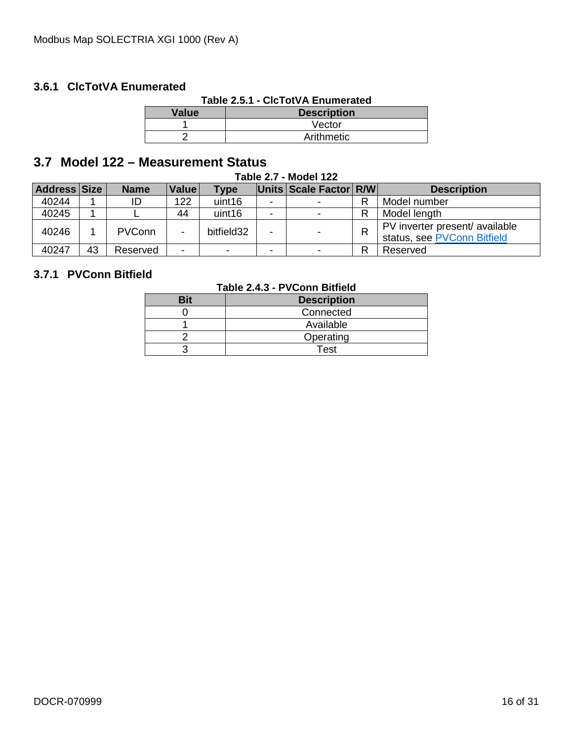### 3.6.1 ClcTotVA Enumerated

**Table 2.5.1 - ClcTotVA Enumerated**

| Value | Description |
|---|---|
| 1 | Vector |
| 2 | Arithmetic |

## 3.7 Model 122 – Measurement Status

**Table 2.7 - Model 122**

| Address | Size | Name | Value | Type | Units | Scale Factor | R/W | Description |
|---|---|---|---|---|---|---|---|---|
| 40244 | 1 | ID | 122 | uint16 | - | - | R | Model number |
| 40245 | 1 | L | 44 | uint16 | - | - | R | Model length |
| 40246 | 1 | PVConn | - | bitfield32 | - | - | R | PV inverter present/ available status, see PVConn Bitfield |
| 40247 | 43 | Reserved | - | - | - | - | R | Reserved |

### 3.7.1 PVConn Bitfield

**Table 2.4.3 - PVConn Bitfield**

| Bit | Description |
|---|---|
| 0 | Connected |
| 1 | Available |
| 2 | Operating |
| 3 | Test |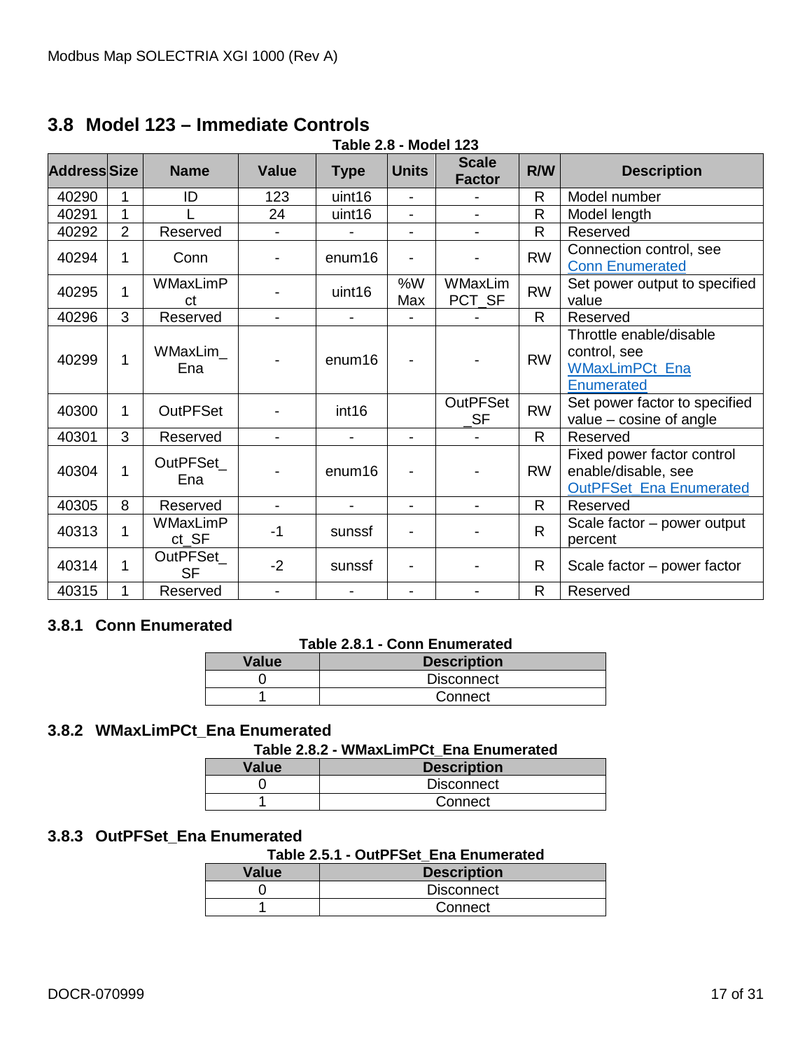## 3.8 Model 123 – Immediate Controls

**Table 2.8 - Model 123**

| Address | Size | Name | Value | Type | Units | Scale Factor | R/W | Description |
|---|---|---|---|---|---|---|---|---|
| 40290 | 1 | ID | 123 | uint16 | - | - | R | Model number |
| 40291 | 1 | L | 24 | uint16 | - | - | R | Model length |
| 40292 | 2 | Reserved | - | - | - | - | R | Reserved |
| 40294 | 1 | Conn | - | enum16 | - | - | RW | Connection control, see Conn Enumerated |
| 40295 | 1 | WMaxLimPct | - | uint16 | %WMax | WMaxLimPCT_SF | RW | Set power output to specified value |
| 40296 | 3 | Reserved | - | - | - | - | R | Reserved |
| 40299 | 1 | WMaxLim_Ena | - | enum16 | - | - | RW | Throttle enable/disable control, see WMaxLimPCt_Ena Enumerated |
| 40300 | 1 | OutPFSet | - | int16 | | OutPFSet_SF | RW | Set power factor to specified value – cosine of angle |
| 40301 | 3 | Reserved | - | - | - | - | R | Reserved |
| 40304 | 1 | OutPFSet_Ena | - | enum16 | - | - | RW | Fixed power factor control enable/disable, see OutPFSet_Ena Enumerated |
| 40305 | 8 | Reserved | - | - | - | - | R | Reserved |
| 40313 | 1 | WMaxLimPct_SF | -1 | sunssf | - | - | R | Scale factor – power output percent |
| 40314 | 1 | OutPFSet_SF | -2 | sunssf | - | - | R | Scale factor – power factor |
| 40315 | 1 | Reserved | - | - | - | - | R | Reserved |

### 3.8.1 Conn Enumerated

**Table 2.8.1 - Conn Enumerated**

| Value | Description |
|---|---|
| 0 | Disconnect |
| 1 | Connect |

### 3.8.2 WMaxLimPCt_Ena Enumerated

**Table 2.8.2 - WMaxLimPCt_Ena Enumerated**

| Value | Description |
|---|---|
| 0 | Disconnect |
| 1 | Connect |

### 3.8.3 OutPFSet_Ena Enumerated

**Table 2.5.1 - OutPFSet_Ena Enumerated**

| Value | Description |
|---|---|
| 0 | Disconnect |
| 1 | Connect |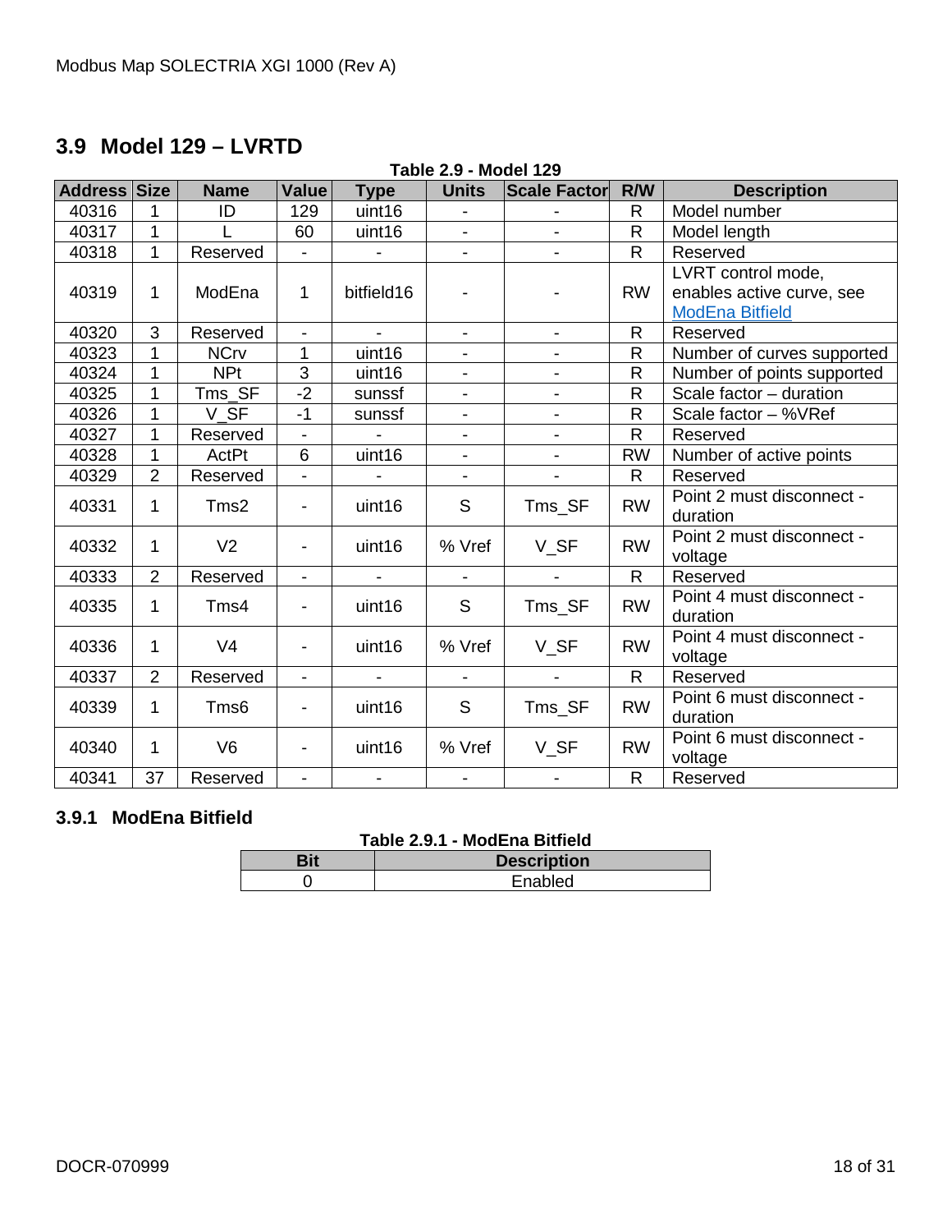## 3.9 Model 129 – LVRTD

**Table 2.9 - Model 129**

| Address | Size | Name | Value | Type | Units | Scale Factor | R/W | Description |
|---|---|---|---|---|---|---|---|---|
| 40316 | 1 | ID | 129 | uint16 | - | - | R | Model number |
| 40317 | 1 | L | 60 | uint16 | - | - | R | Model length |
| 40318 | 1 | Reserved | - | - | - | - | R | Reserved |
| 40319 | 1 | ModEna | 1 | bitfield16 | - | - | RW | LVRT control mode, enables active curve, see ModEna Bitfield |
| 40320 | 3 | Reserved | - | - | - | - | R | Reserved |
| 40323 | 1 | NCrv | 1 | uint16 | - | - | R | Number of curves supported |
| 40324 | 1 | NPt | 3 | uint16 | - | - | R | Number of points supported |
| 40325 | 1 | Tms_SF | -2 | sunssf | - | - | R | Scale factor – duration |
| 40326 | 1 | V_SF | -1 | sunssf | - | - | R | Scale factor – %VRef |
| 40327 | 1 | Reserved | - | - | - | - | R | Reserved |
| 40328 | 1 | ActPt | 6 | uint16 | - | - | RW | Number of active points |
| 40329 | 2 | Reserved | - | - | - | - | R | Reserved |
| 40331 | 1 | Tms2 | - | uint16 | S | Tms_SF | RW | Point 2 must disconnect - duration |
| 40332 | 1 | V2 | - | uint16 | % Vref | V_SF | RW | Point 2 must disconnect - voltage |
| 40333 | 2 | Reserved | - | - | - | - | R | Reserved |
| 40335 | 1 | Tms4 | - | uint16 | S | Tms_SF | RW | Point 4 must disconnect - duration |
| 40336 | 1 | V4 | - | uint16 | % Vref | V_SF | RW | Point 4 must disconnect - voltage |
| 40337 | 2 | Reserved | - | - | - | - | R | Reserved |
| 40339 | 1 | Tms6 | - | uint16 | S | Tms_SF | RW | Point 6 must disconnect - duration |
| 40340 | 1 | V6 | - | uint16 | % Vref | V_SF | RW | Point 6 must disconnect - voltage |
| 40341 | 37 | Reserved | - | - | - | - | R | Reserved |

### 3.9.1 ModEna Bitfield

**Table 2.9.1 - ModEna Bitfield**

| Bit | Description |
|---|---|
| 0 | Enabled |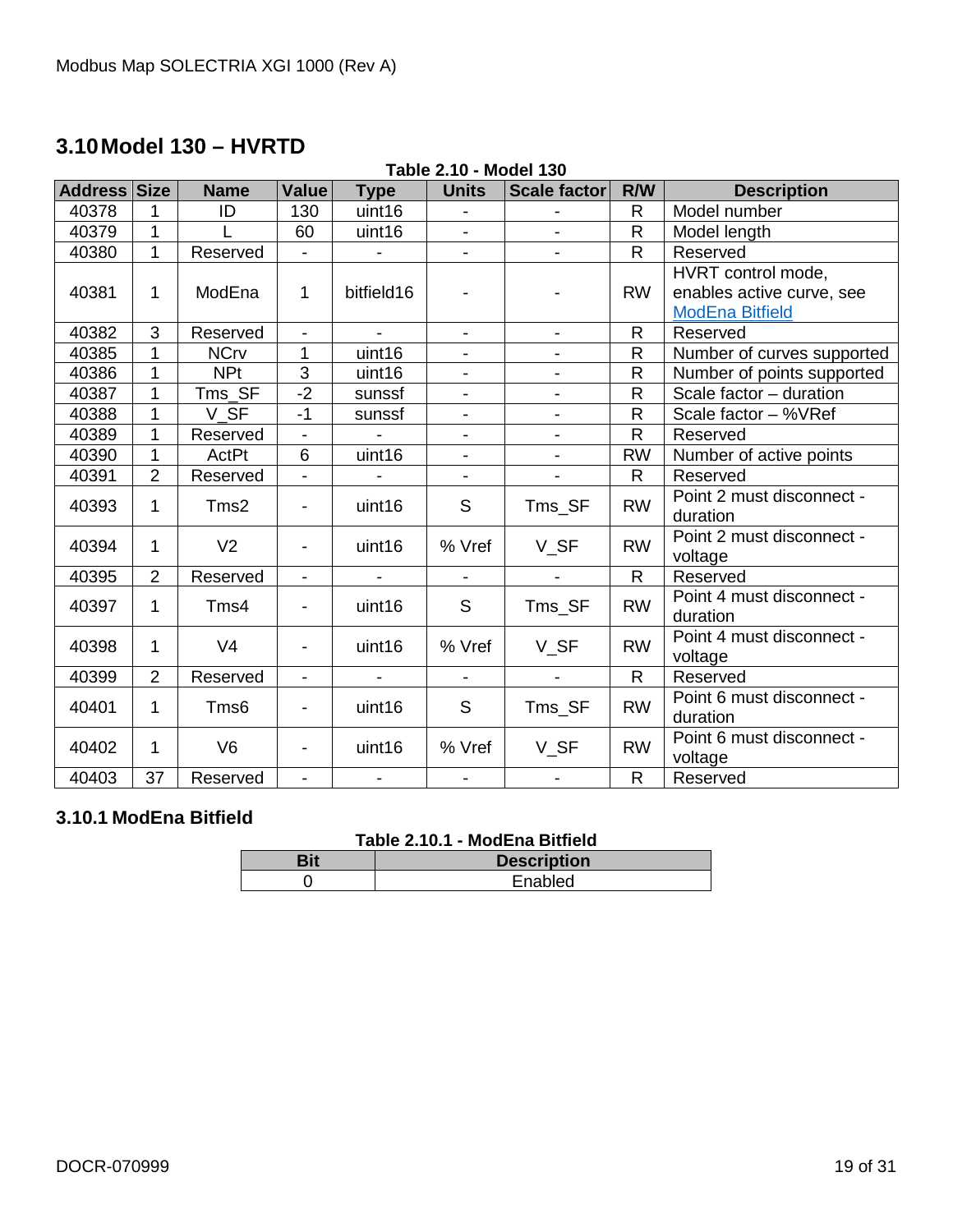## 3.10 Model 130 – HVRTD

**Table 2.10 - Model 130**

| Address | Size | Name | Value | Type | Units | Scale factor | R/W | Description |
|---|---|---|---|---|---|---|---|---|
| 40378 | 1 | ID | 130 | uint16 | - | - | R | Model number |
| 40379 | 1 | L | 60 | uint16 | - | - | R | Model length |
| 40380 | 1 | Reserved | - | - | - | - | R | Reserved |
| 40381 | 1 | ModEna | 1 | bitfield16 | - | - | RW | HVRT control mode, enables active curve, see ModEna Bitfield |
| 40382 | 3 | Reserved | - | - | - | - | R | Reserved |
| 40385 | 1 | NCrv | 1 | uint16 | - | - | R | Number of curves supported |
| 40386 | 1 | NPt | 3 | uint16 | - | - | R | Number of points supported |
| 40387 | 1 | Tms_SF | -2 | sunssf | - | - | R | Scale factor – duration |
| 40388 | 1 | V_SF | -1 | sunssf | - | - | R | Scale factor – %VRef |
| 40389 | 1 | Reserved | - | - | - | - | R | Reserved |
| 40390 | 1 | ActPt | 6 | uint16 | - | - | RW | Number of active points |
| 40391 | 2 | Reserved | - | - | - | - | R | Reserved |
| 40393 | 1 | Tms2 | - | uint16 | S | Tms_SF | RW | Point 2 must disconnect - duration |
| 40394 | 1 | V2 | - | uint16 | % Vref | V_SF | RW | Point 2 must disconnect - voltage |
| 40395 | 2 | Reserved | - | - | - | - | R | Reserved |
| 40397 | 1 | Tms4 | - | uint16 | S | Tms_SF | RW | Point 4 must disconnect - duration |
| 40398 | 1 | V4 | - | uint16 | % Vref | V_SF | RW | Point 4 must disconnect - voltage |
| 40399 | 2 | Reserved | - | - | - | - | R | Reserved |
| 40401 | 1 | Tms6 | - | uint16 | S | Tms_SF | RW | Point 6 must disconnect - duration |
| 40402 | 1 | V6 | - | uint16 | % Vref | V_SF | RW | Point 6 must disconnect - voltage |
| 40403 | 37 | Reserved | - | - | - | - | R | Reserved |

### 3.10.1 ModEna Bitfield

**Table 2.10.1 - ModEna Bitfield**

| Bit | Description |
|---|---|
| 0 | Enabled |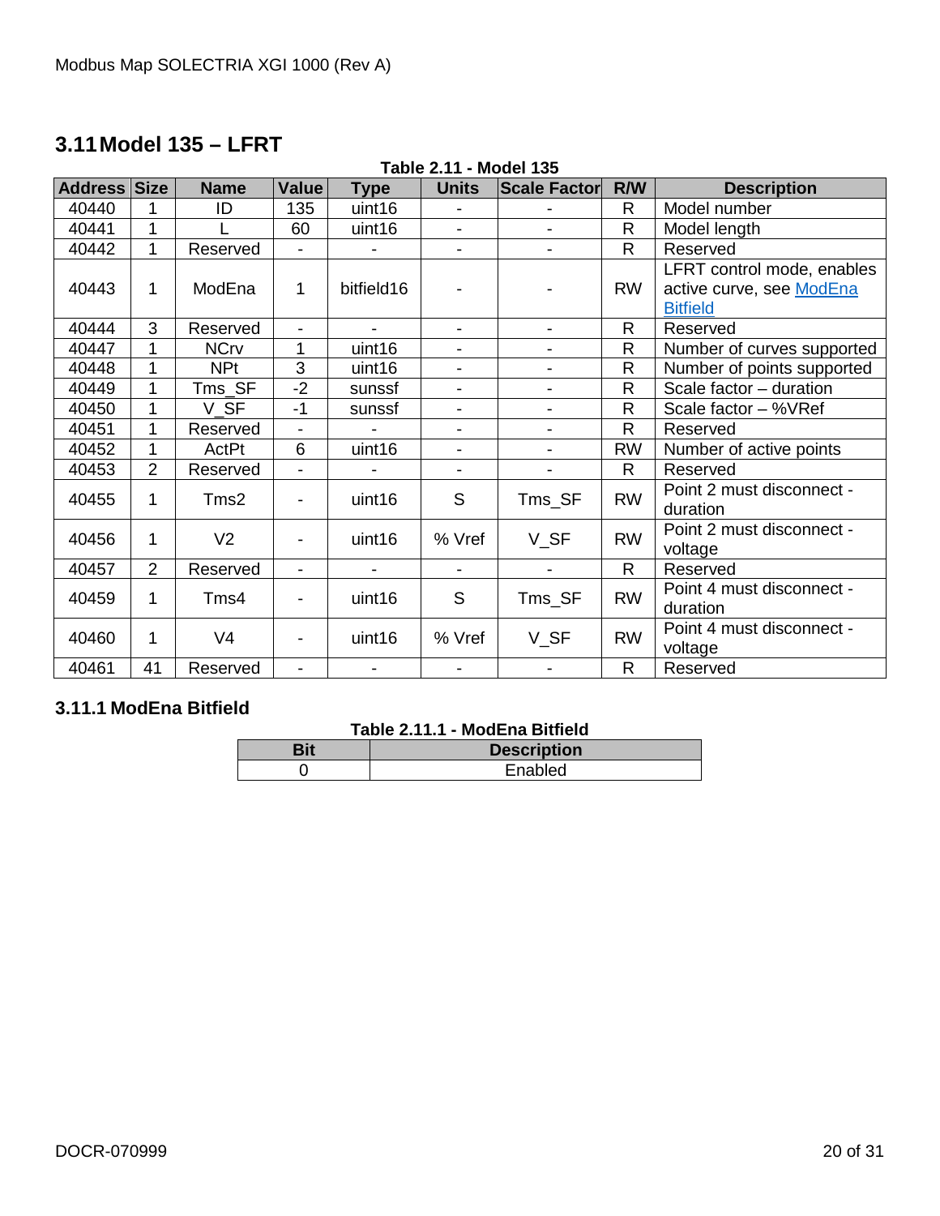## 3.11 Model 135 – LFRT

**Table 2.11 - Model 135**

| Address | Size | Name | Value | Type | Units | Scale Factor | R/W | Description |
|---|---|---|---|---|---|---|---|---|
| 40440 | 1 | ID | 135 | uint16 | - | - | R | Model number |
| 40441 | 1 | L | 60 | uint16 | - | - | R | Model length |
| 40442 | 1 | Reserved | - | - | - | - | R | Reserved |
| 40443 | 1 | ModEna | 1 | bitfield16 | - | - | RW | LFRT control mode, enables active curve, see ModEna Bitfield |
| 40444 | 3 | Reserved | - | - | - | - | R | Reserved |
| 40447 | 1 | NCrv | 1 | uint16 | - | - | R | Number of curves supported |
| 40448 | 1 | NPt | 3 | uint16 | - | - | R | Number of points supported |
| 40449 | 1 | Tms_SF | -2 | sunssf | - | - | R | Scale factor – duration |
| 40450 | 1 | V_SF | -1 | sunssf | - | - | R | Scale factor – %VRef |
| 40451 | 1 | Reserved | - | - | - | - | R | Reserved |
| 40452 | 1 | ActPt | 6 | uint16 | - | - | RW | Number of active points |
| 40453 | 2 | Reserved | - | - | - | - | R | Reserved |
| 40455 | 1 | Tms2 | - | uint16 | S | Tms_SF | RW | Point 2 must disconnect - duration |
| 40456 | 1 | V2 | - | uint16 | % Vref | V_SF | RW | Point 2 must disconnect - voltage |
| 40457 | 2 | Reserved | - | - | - | - | R | Reserved |
| 40459 | 1 | Tms4 | - | uint16 | S | Tms_SF | RW | Point 4 must disconnect - duration |
| 40460 | 1 | V4 | - | uint16 | % Vref | V_SF | RW | Point 4 must disconnect - voltage |
| 40461 | 41 | Reserved | - | - | - | - | R | Reserved |

### 3.11.1 ModEna Bitfield

**Table 2.11.1 - ModEna Bitfield**

| Bit | Description |
|---|---|
| 0 | Enabled |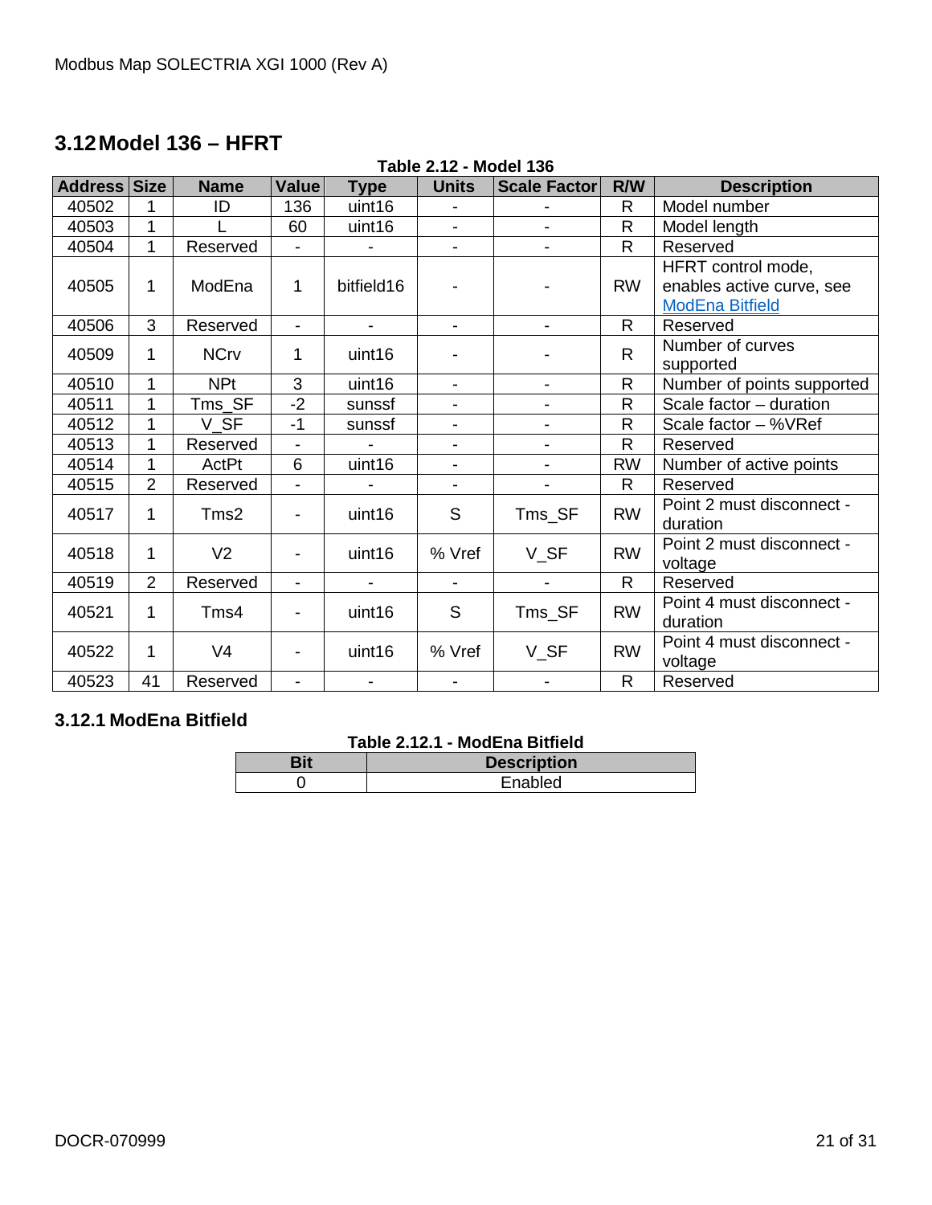## 3.12 Model 136 – HFRT

**Table 2.12 - Model 136**

| Address | Size | Name | Value | Type | Units | Scale Factor | R/W | Description |
|---|---|---|---|---|---|---|---|---|
| 40502 | 1 | ID | 136 | uint16 | - | - | R | Model number |
| 40503 | 1 | L | 60 | uint16 | - | - | R | Model length |
| 40504 | 1 | Reserved | - | - | - | - | R | Reserved |
| 40505 | 1 | ModEna | 1 | bitfield16 | - | - | RW | HFRT control mode, enables active curve, see ModEna Bitfield |
| 40506 | 3 | Reserved | - | - | - | - | R | Reserved |
| 40509 | 1 | NCrv | 1 | uint16 | - | - | R | Number of curves supported |
| 40510 | 1 | NPt | 3 | uint16 | - | - | R | Number of points supported |
| 40511 | 1 | Tms_SF | -2 | sunssf | - | - | R | Scale factor – duration |
| 40512 | 1 | V_SF | -1 | sunssf | - | - | R | Scale factor – %VRef |
| 40513 | 1 | Reserved | - | - | - | - | R | Reserved |
| 40514 | 1 | ActPt | 6 | uint16 | - | - | RW | Number of active points |
| 40515 | 2 | Reserved | - | - | - | - | R | Reserved |
| 40517 | 1 | Tms2 | - | uint16 | S | Tms_SF | RW | Point 2 must disconnect - duration |
| 40518 | 1 | V2 | - | uint16 | % Vref | V_SF | RW | Point 2 must disconnect - voltage |
| 40519 | 2 | Reserved | - | - | - | - | R | Reserved |
| 40521 | 1 | Tms4 | - | uint16 | S | Tms_SF | RW | Point 4 must disconnect - duration |
| 40522 | 1 | V4 | - | uint16 | % Vref | V_SF | RW | Point 4 must disconnect - voltage |
| 40523 | 41 | Reserved | - | - | - | - | R | Reserved |

### 3.12.1 ModEna Bitfield

**Table 2.12.1 - ModEna Bitfield**

| Bit | Description |
|---|---|
| 0 | Enabled |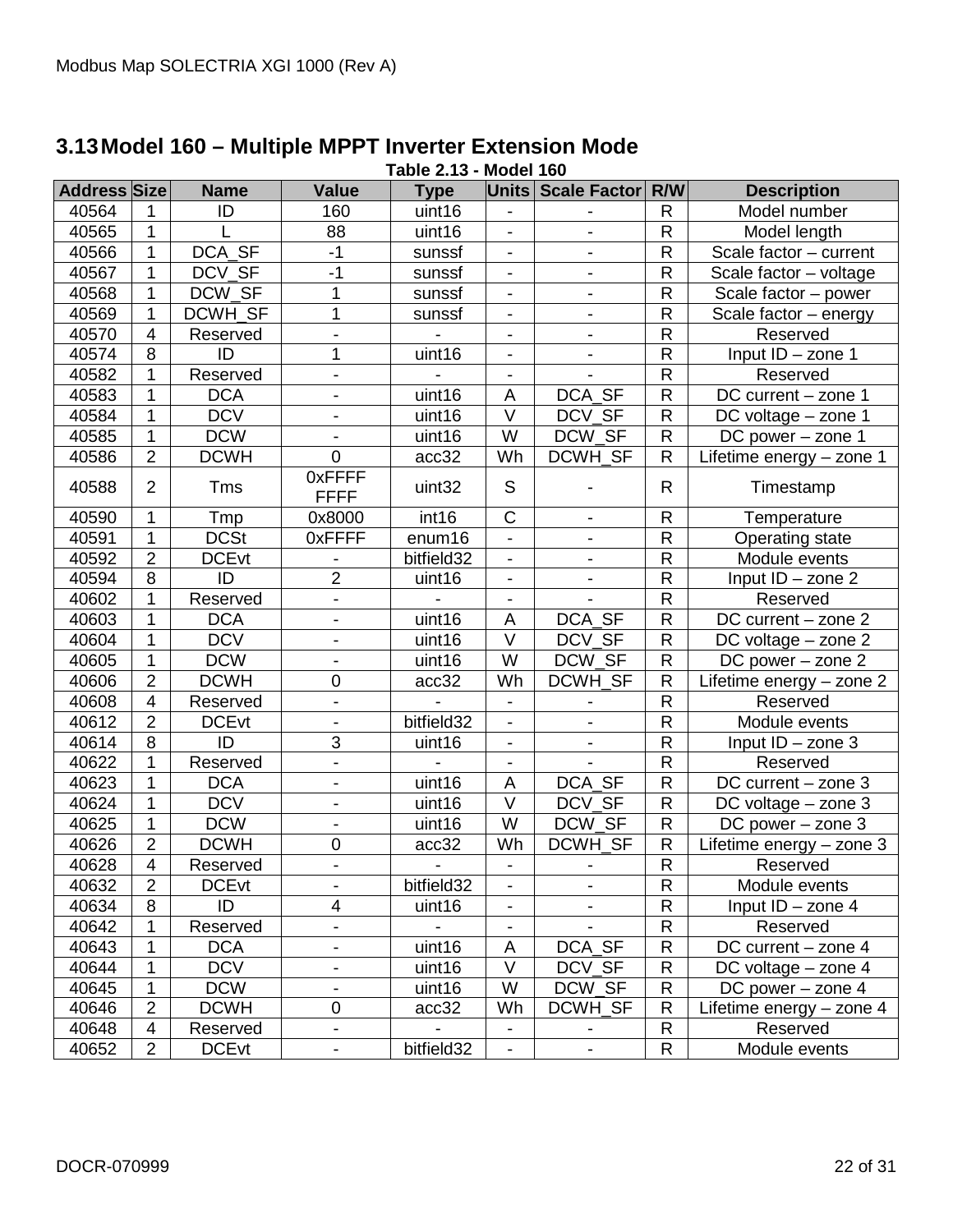## 3.13 Model 160 – Multiple MPPT Inverter Extension Mode

**Table 2.13 - Model 160**

| Address | Size | Name | Value | Type | Units | Scale Factor | R/W | Description |
|---|---|---|---|---|---|---|---|---|
| 40564 | 1 | ID | 160 | uint16 | - | - | R | Model number |
| 40565 | 1 | L | 88 | uint16 | - | - | R | Model length |
| 40566 | 1 | DCA_SF | -1 | sunssf | - | - | R | Scale factor – current |
| 40567 | 1 | DCV_SF | -1 | sunssf | - | - | R | Scale factor – voltage |
| 40568 | 1 | DCW_SF | 1 | sunssf | - | - | R | Scale factor – power |
| 40569 | 1 | DCWH_SF | 1 | sunssf | - | - | R | Scale factor – energy |
| 40570 | 4 | Reserved | - | - | - | - | R | Reserved |
| 40574 | 8 | ID | 1 | uint16 | - | - | R | Input ID – zone 1 |
| 40582 | 1 | Reserved | - | - | - | - | R | Reserved |
| 40583 | 1 | DCA | - | uint16 | A | DCA_SF | R | DC current – zone 1 |
| 40584 | 1 | DCV | - | uint16 | V | DCV_SF | R | DC voltage – zone 1 |
| 40585 | 1 | DCW | - | uint16 | W | DCW_SF | R | DC power – zone 1 |
| 40586 | 2 | DCWH | 0 | acc32 | Wh | DCWH_SF | R | Lifetime energy – zone 1 |
| 40588 | 2 | Tms | 0xFFFF FFFF | uint32 | S | - | R | Timestamp |
| 40590 | 1 | Tmp | 0x8000 | int16 | C | - | R | Temperature |
| 40591 | 1 | DCSt | 0xFFFF | enum16 | - | - | R | Operating state |
| 40592 | 2 | DCEvt | - | bitfield32 | - | - | R | Module events |
| 40594 | 8 | ID | 2 | uint16 | - | - | R | Input ID – zone 2 |
| 40602 | 1 | Reserved | - | - | - | - | R | Reserved |
| 40603 | 1 | DCA | - | uint16 | A | DCA_SF | R | DC current – zone 2 |
| 40604 | 1 | DCV | - | uint16 | V | DCV_SF | R | DC voltage – zone 2 |
| 40605 | 1 | DCW | - | uint16 | W | DCW_SF | R | DC power – zone 2 |
| 40606 | 2 | DCWH | 0 | acc32 | Wh | DCWH_SF | R | Lifetime energy – zone 2 |
| 40608 | 4 | Reserved | - | - | - | - | R | Reserved |
| 40612 | 2 | DCEvt | - | bitfield32 | - | - | R | Module events |
| 40614 | 8 | ID | 3 | uint16 | - | - | R | Input ID – zone 3 |
| 40622 | 1 | Reserved | - | - | - | - | R | Reserved |
| 40623 | 1 | DCA | - | uint16 | A | DCA_SF | R | DC current – zone 3 |
| 40624 | 1 | DCV | - | uint16 | V | DCV_SF | R | DC voltage – zone 3 |
| 40625 | 1 | DCW | - | uint16 | W | DCW_SF | R | DC power – zone 3 |
| 40626 | 2 | DCWH | 0 | acc32 | Wh | DCWH_SF | R | Lifetime energy – zone 3 |
| 40628 | 4 | Reserved | - | - | - | - | R | Reserved |
| 40632 | 2 | DCEvt | - | bitfield32 | - | - | R | Module events |
| 40634 | 8 | ID | 4 | uint16 | - | - | R | Input ID – zone 4 |
| 40642 | 1 | Reserved | - | - | - | - | R | Reserved |
| 40643 | 1 | DCA | - | uint16 | A | DCA_SF | R | DC current – zone 4 |
| 40644 | 1 | DCV | - | uint16 | V | DCV_SF | R | DC voltage – zone 4 |
| 40645 | 1 | DCW | - | uint16 | W | DCW_SF | R | DC power – zone 4 |
| 40646 | 2 | DCWH | 0 | acc32 | Wh | DCWH_SF | R | Lifetime energy – zone 4 |
| 40648 | 4 | Reserved | - | - | - | - | R | Reserved |
| 40652 | 2 | DCEvt | - | bitfield32 | - | - | R | Module events |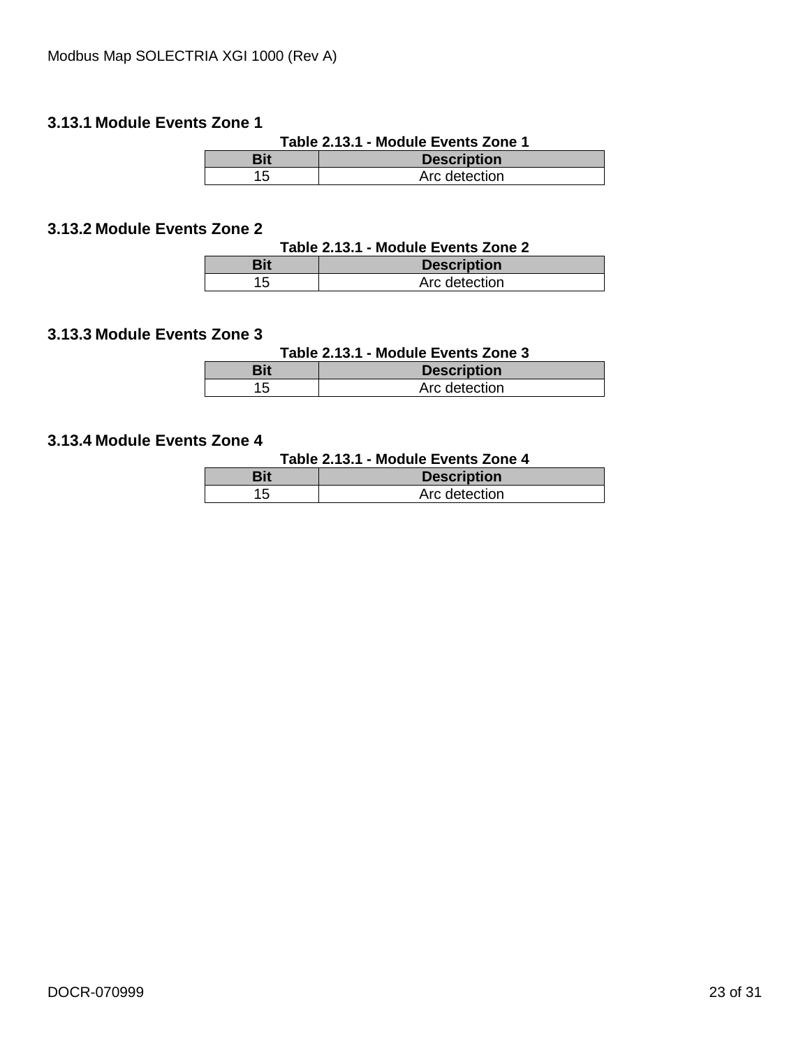### 3.13.1 Module Events Zone 1

**Table 2.13.1 - Module Events Zone 1**

| Bit | Description |
|---|---|
| 15 | Arc detection |

### 3.13.2 Module Events Zone 2

**Table 2.13.1 - Module Events Zone 2**

| Bit | Description |
|---|---|
| 15 | Arc detection |

### 3.13.3 Module Events Zone 3

**Table 2.13.1 - Module Events Zone 3**

| Bit | Description |
|---|---|
| 15 | Arc detection |

### 3.13.4 Module Events Zone 4

**Table 2.13.1 - Module Events Zone 4**

| Bit | Description |
|---|---|
| 15 | Arc detection |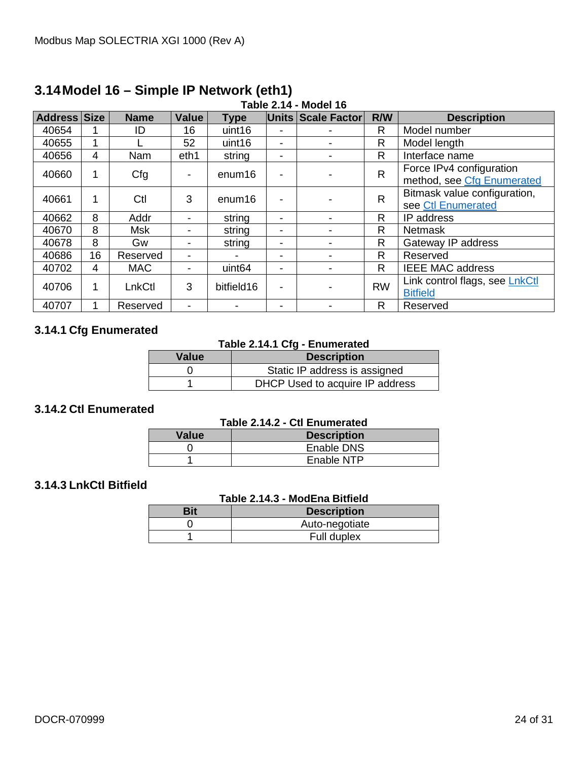## 3.14 Model 16 – Simple IP Network (eth1)

**Table 2.14 - Model 16**

| Address | Size | Name | Value | Type | Units | Scale Factor | R/W | Description |
|---|---|---|---|---|---|---|---|---|
| 40654 | 1 | ID | 16 | uint16 | - | - | R | Model number |
| 40655 | 1 | L | 52 | uint16 | - | - | R | Model length |
| 40656 | 4 | Nam | eth1 | string | - | - | R | Interface name |
| 40660 | 1 | Cfg | - | enum16 | - | - | R | Force IPv4 configuration method, see Cfg Enumerated |
| 40661 | 1 | Ctl | 3 | enum16 | - | - | R | Bitmask value configuration, see Ctl Enumerated |
| 40662 | 8 | Addr | - | string | - | - | R | IP address |
| 40670 | 8 | Msk | - | string | - | - | R | Netmask |
| 40678 | 8 | Gw | - | string | - | - | R | Gateway IP address |
| 40686 | 16 | Reserved | - | - | - | - | R | Reserved |
| 40702 | 4 | MAC | - | uint64 | - | - | R | IEEE MAC address |
| 40706 | 1 | LnkCtl | 3 | bitfield16 | - | - | RW | Link control flags, see LnkCtl Bitfield |
| 40707 | 1 | Reserved | - | - | - | - | R | Reserved |

### 3.14.1 Cfg Enumerated

**Table 2.14.1 Cfg - Enumerated**

| Value | Description |
|---|---|
| 0 | Static IP address is assigned |
| 1 | DHCP Used to acquire IP address |

### 3.14.2 Ctl Enumerated

**Table 2.14.2 - Ctl Enumerated**

| Value | Description |
|---|---|
| 0 | Enable DNS |
| 1 | Enable NTP |

### 3.14.3 LnkCtl Bitfield

**Table 2.14.3 - ModEna Bitfield**

| Bit | Description |
|---|---|
| 0 | Auto-negotiate |
| 1 | Full duplex |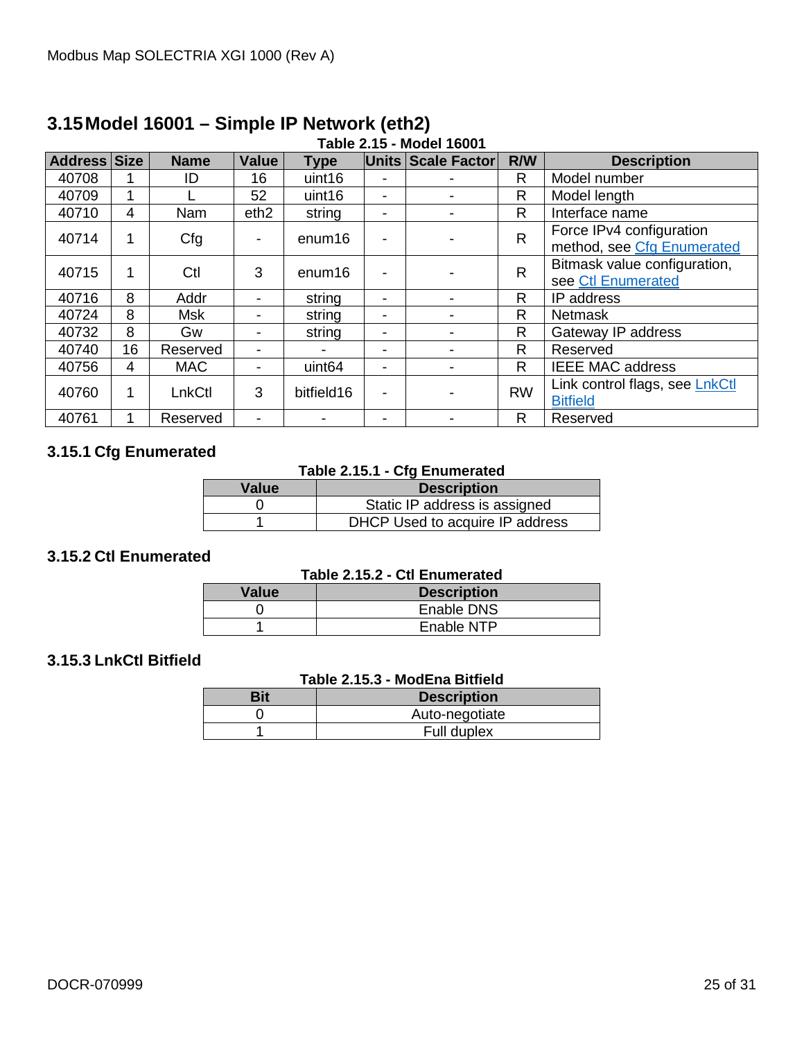## 3.15 Model 16001 – Simple IP Network (eth2)

**Table 2.15 - Model 16001**

| Address | Size | Name | Value | Type | Units | Scale Factor | R/W | Description |
|---|---|---|---|---|---|---|---|---|
| 40708 | 1 | ID | 16 | uint16 | - | - | R | Model number |
| 40709 | 1 | L | 52 | uint16 | - | - | R | Model length |
| 40710 | 4 | Nam | eth2 | string | - | - | R | Interface name |
| 40714 | 1 | Cfg | - | enum16 | - | - | R | Force IPv4 configuration method, see Cfg Enumerated |
| 40715 | 1 | Ctl | 3 | enum16 | - | - | R | Bitmask value configuration, see Ctl Enumerated |
| 40716 | 8 | Addr | - | string | - | - | R | IP address |
| 40724 | 8 | Msk | - | string | - | - | R | Netmask |
| 40732 | 8 | Gw | - | string | - | - | R | Gateway IP address |
| 40740 | 16 | Reserved | - | - | - | - | R | Reserved |
| 40756 | 4 | MAC | - | uint64 | - | - | R | IEEE MAC address |
| 40760 | 1 | LnkCtl | 3 | bitfield16 | - | - | RW | Link control flags, see LnkCtl Bitfield |
| 40761 | 1 | Reserved | - | - | - | - | R | Reserved |

### 3.15.1 Cfg Enumerated

**Table 2.15.1 - Cfg Enumerated**

| Value | Description |
|---|---|
| 0 | Static IP address is assigned |
| 1 | DHCP Used to acquire IP address |

### 3.15.2 Ctl Enumerated

**Table 2.15.2 - Ctl Enumerated**

| Value | Description |
|---|---|
| 0 | Enable DNS |
| 1 | Enable NTP |

### 3.15.3 LnkCtl Bitfield

**Table 2.15.3 - ModEna Bitfield**

| Bit | Description |
|---|---|
| 0 | Auto-negotiate |
| 1 | Full duplex |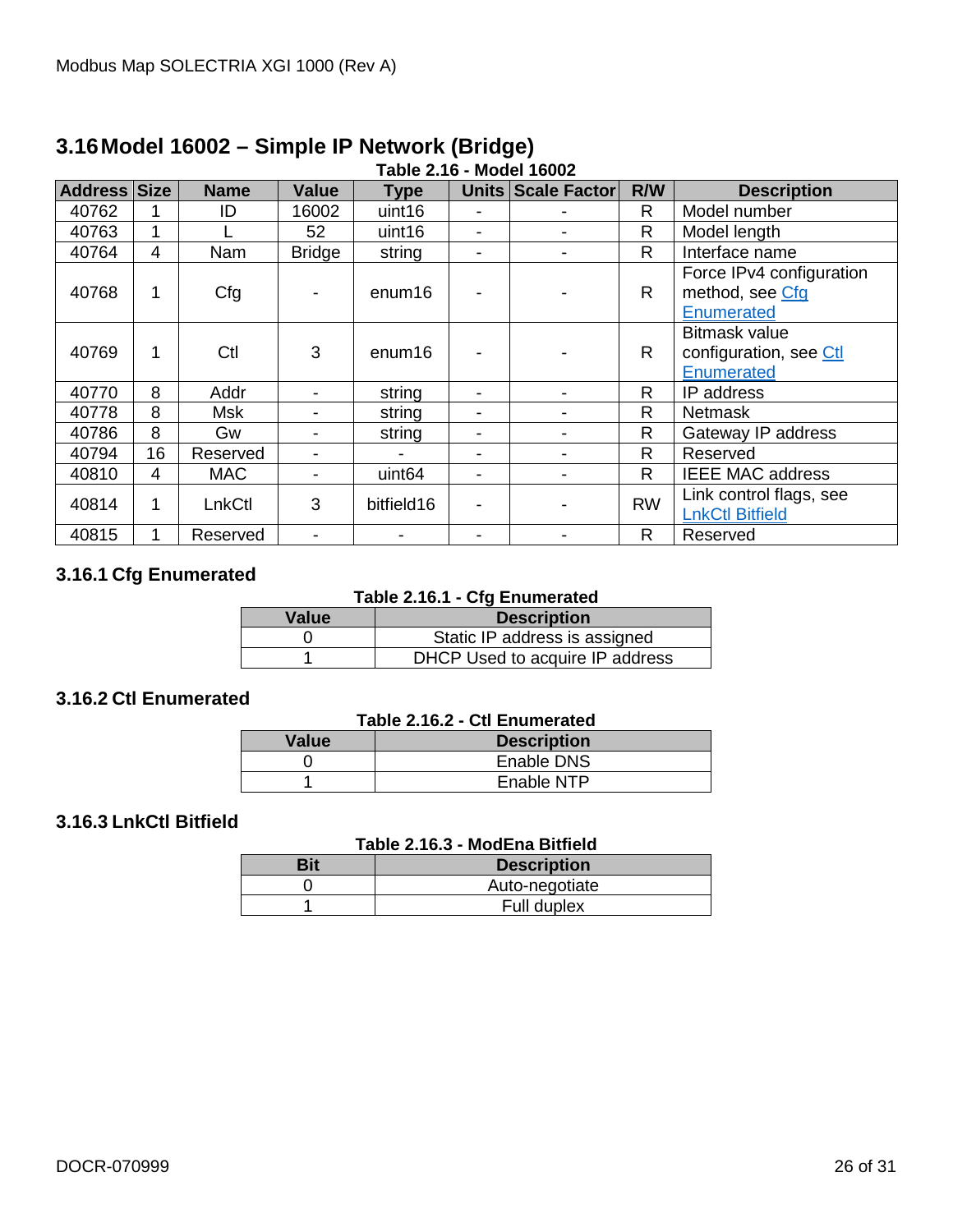## 3.16 Model 16002 – Simple IP Network (Bridge)

**Table 2.16 - Model 16002**

| Address | Size | Name | Value | Type | Units | Scale Factor | R/W | Description |
|---|---|---|---|---|---|---|---|---|
| 40762 | 1 | ID | 16002 | uint16 | - | - | R | Model number |
| 40763 | 1 | L | 52 | uint16 | - | - | R | Model length |
| 40764 | 4 | Nam | Bridge | string | - | - | R | Interface name |
| 40768 | 1 | Cfg | - | enum16 | - | - | R | Force IPv4 configuration method, see Cfg Enumerated |
| 40769 | 1 | Ctl | 3 | enum16 | - | - | R | Bitmask value configuration, see Ctl Enumerated |
| 40770 | 8 | Addr | - | string | - | - | R | IP address |
| 40778 | 8 | Msk | - | string | - | - | R | Netmask |
| 40786 | 8 | Gw | - | string | - | - | R | Gateway IP address |
| 40794 | 16 | Reserved | - | - | - | - | R | Reserved |
| 40810 | 4 | MAC | - | uint64 | - | - | R | IEEE MAC address |
| 40814 | 1 | LnkCtl | 3 | bitfield16 | - | - | RW | Link control flags, see LnkCtl Bitfield |
| 40815 | 1 | Reserved | - | - | - | - | R | Reserved |

### 3.16.1 Cfg Enumerated

**Table 2.16.1 - Cfg Enumerated**

| Value | Description |
|---|---|
| 0 | Static IP address is assigned |
| 1 | DHCP Used to acquire IP address |

### 3.16.2 Ctl Enumerated

**Table 2.16.2 - Ctl Enumerated**

| Value | Description |
|---|---|
| 0 | Enable DNS |
| 1 | Enable NTP |

### 3.16.3 LnkCtl Bitfield

**Table 2.16.3 - ModEna Bitfield**

| Bit | Description |
|---|---|
| 0 | Auto-negotiate |
| 1 | Full duplex |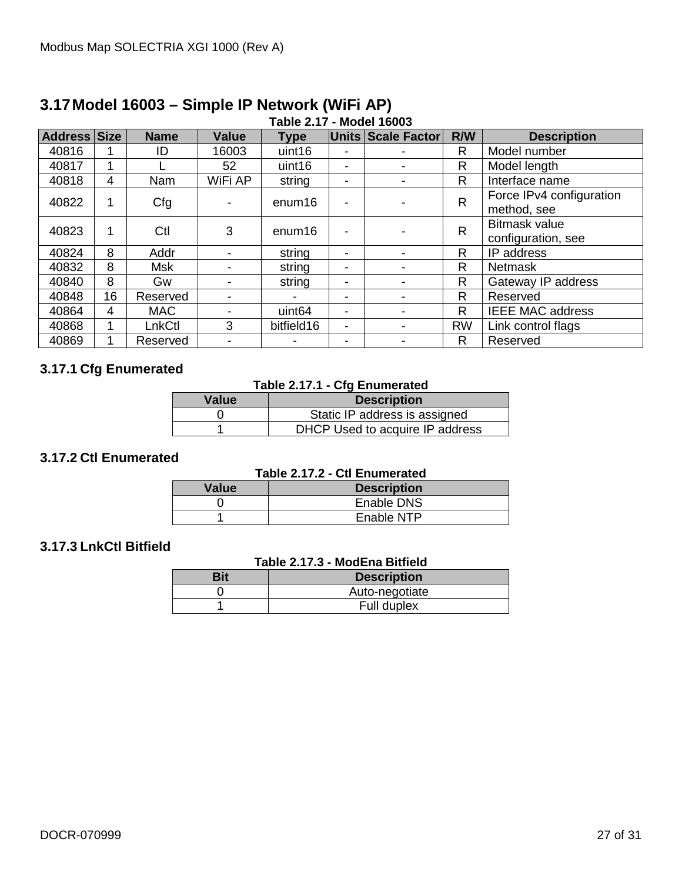## 3.17 Model 16003 – Simple IP Network (WiFi AP)

**Table 2.17 - Model 16003**

| Address | Size | Name | Value | Type | Units | Scale Factor | R/W | Description |
|---|---|---|---|---|---|---|---|---|
| 40816 | 1 | ID | 16003 | uint16 | - | - | R | Model number |
| 40817 | 1 | L | 52 | uint16 | - | - | R | Model length |
| 40818 | 4 | Nam | WiFi AP | string | - | - | R | Interface name |
| 40822 | 1 | Cfg | - | enum16 | - | - | R | Force IPv4 configuration method, see |
| 40823 | 1 | Ctl | 3 | enum16 | - | - | R | Bitmask value configuration, see |
| 40824 | 8 | Addr | - | string | - | - | R | IP address |
| 40832 | 8 | Msk | - | string | - | - | R | Netmask |
| 40840 | 8 | Gw | - | string | - | - | R | Gateway IP address |
| 40848 | 16 | Reserved | - | - | - | - | R | Reserved |
| 40864 | 4 | MAC | - | uint64 | - | - | R | IEEE MAC address |
| 40868 | 1 | LnkCtl | 3 | bitfield16 | - | - | RW | Link control flags |
| 40869 | 1 | Reserved | - | - | - | - | R | Reserved |

### 3.17.1 Cfg Enumerated

**Table 2.17.1 - Cfg Enumerated**

| Value | Description |
|---|---|
| 0 | Static IP address is assigned |
| 1 | DHCP Used to acquire IP address |

### 3.17.2 Ctl Enumerated

**Table 2.17.2 - Ctl Enumerated**

| Value | Description |
|---|---|
| 0 | Enable DNS |
| 1 | Enable NTP |

### 3.17.3 LnkCtl Bitfield

**Table 2.17.3 - ModEna Bitfield**

| Bit | Description |
|---|---|
| 0 | Auto-negotiate |
| 1 | Full duplex |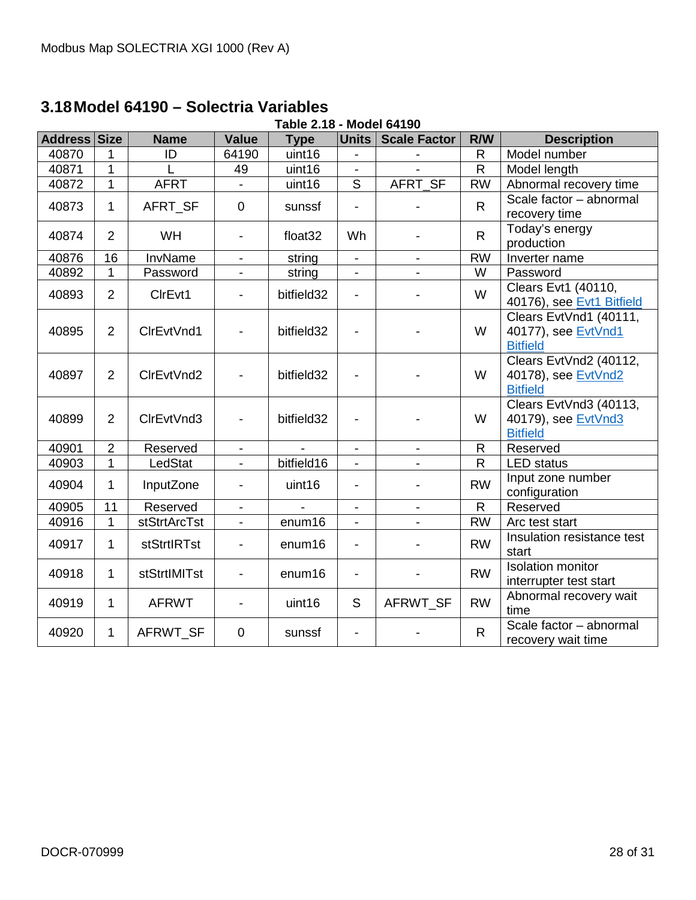## 3.18 Model 64190 – Solectria Variables

**Table 2.18 - Model 64190**

| Address | Size | Name | Value | Type | Units | Scale Factor | R/W | Description |
|---|---|---|---|---|---|---|---|---|
| 40870 | 1 | ID | 64190 | uint16 | - | - | R | Model number |
| 40871 | 1 | L | 49 | uint16 | - | - | R | Model length |
| 40872 | 1 | AFRT | - | uint16 | S | AFRT_SF | RW | Abnormal recovery time |
| 40873 | 1 | AFRT_SF | 0 | sunssf | - | - | R | Scale factor – abnormal recovery time |
| 40874 | 2 | WH | - | float32 | Wh | - | R | Today's energy production |
| 40876 | 16 | InvName | - | string | - | - | RW | Inverter name |
| 40892 | 1 | Password | - | string | - | - | W | Password |
| 40893 | 2 | ClrEvt1 | - | bitfield32 | - | - | W | Clears Evt1 (40110, 40176), see Evt1 Bitfield |
| 40895 | 2 | ClrEvtVnd1 | - | bitfield32 | - | - | W | Clears EvtVnd1 (40111, 40177), see EvtVnd1 Bitfield |
| 40897 | 2 | ClrEvtVnd2 | - | bitfield32 | - | - | W | Clears EvtVnd2 (40112, 40178), see EvtVnd2 Bitfield |
| 40899 | 2 | ClrEvtVnd3 | - | bitfield32 | - | - | W | Clears EvtVnd3 (40113, 40179), see EvtVnd3 Bitfield |
| 40901 | 2 | Reserved | - | - | - | - | R | Reserved |
| 40903 | 1 | LedStat | - | bitfield16 | - | - | R | LED status |
| 40904 | 1 | InputZone | - | uint16 | - | - | RW | Input zone number configuration |
| 40905 | 11 | Reserved | - | - | - | - | R | Reserved |
| 40916 | 1 | stStrtArcTst | - | enum16 | - | - | RW | Arc test start |
| 40917 | 1 | stStrtIRTst | - | enum16 | - | - | RW | Insulation resistance test start |
| 40918 | 1 | stStrtIMITst | - | enum16 | - | - | RW | Isolation monitor interrupter test start |
| 40919 | 1 | AFRWT | - | uint16 | S | AFRWT_SF | RW | Abnormal recovery wait time |
| 40920 | 1 | AFRWT_SF | 0 | sunssf | - | - | R | Scale factor – abnormal recovery wait time |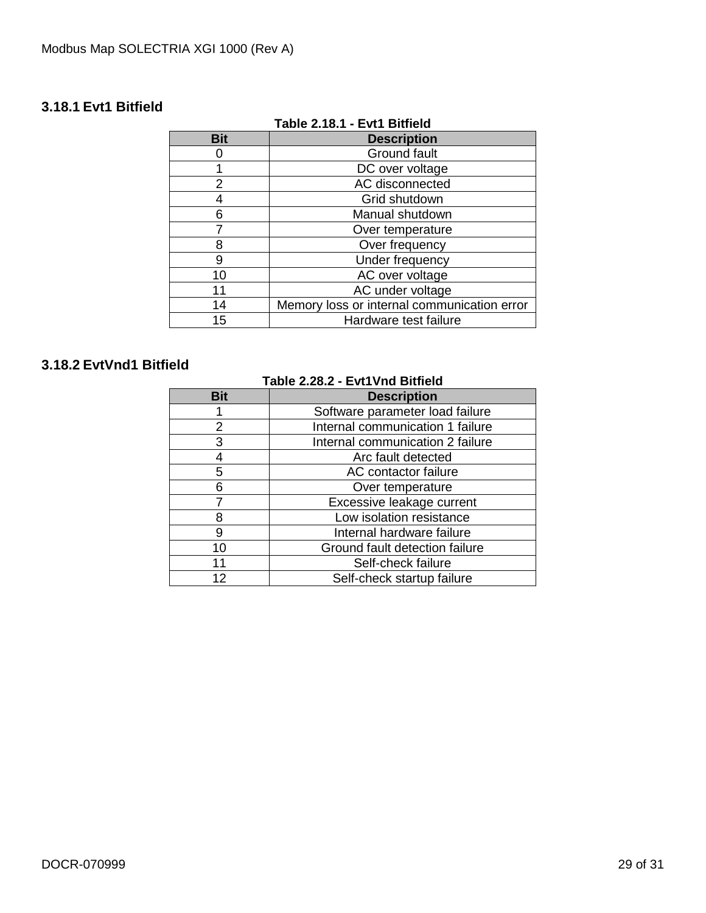### 3.18.1 Evt1 Bitfield

**Table 2.18.1 - Evt1 Bitfield**

| Bit | Description |
|---|---|
| 0 | Ground fault |
| 1 | DC over voltage |
| 2 | AC disconnected |
| 4 | Grid shutdown |
| 6 | Manual shutdown |
| 7 | Over temperature |
| 8 | Over frequency |
| 9 | Under frequency |
| 10 | AC over voltage |
| 11 | AC under voltage |
| 14 | Memory loss or internal communication error |
| 15 | Hardware test failure |

### 3.18.2 EvtVnd1 Bitfield

**Table 2.28.2 - Evt1Vnd Bitfield**

| Bit | Description |
|---|---|
| 1 | Software parameter load failure |
| 2 | Internal communication 1 failure |
| 3 | Internal communication 2 failure |
| 4 | Arc fault detected |
| 5 | AC contactor failure |
| 6 | Over temperature |
| 7 | Excessive leakage current |
| 8 | Low isolation resistance |
| 9 | Internal hardware failure |
| 10 | Ground fault detection failure |
| 11 | Self-check failure |
| 12 | Self-check startup failure |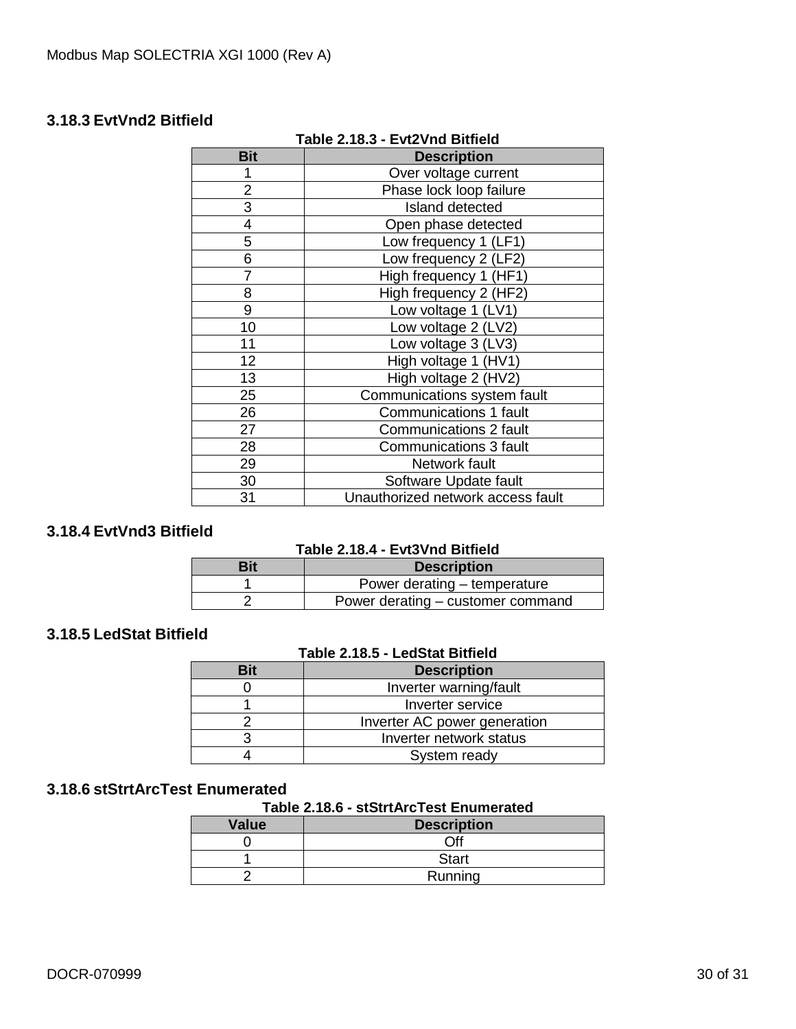### 3.18.3 EvtVnd2 Bitfield

**Table 2.18.3 - Evt2Vnd Bitfield**

| Bit | Description |
|---|---|
| 1 | Over voltage current |
| 2 | Phase lock loop failure |
| 3 | Island detected |
| 4 | Open phase detected |
| 5 | Low frequency 1 (LF1) |
| 6 | Low frequency 2 (LF2) |
| 7 | High frequency 1 (HF1) |
| 8 | High frequency 2 (HF2) |
| 9 | Low voltage 1 (LV1) |
| 10 | Low voltage 2 (LV2) |
| 11 | Low voltage 3 (LV3) |
| 12 | High voltage 1 (HV1) |
| 13 | High voltage 2 (HV2) |
| 25 | Communications system fault |
| 26 | Communications 1 fault |
| 27 | Communications 2 fault |
| 28 | Communications 3 fault |
| 29 | Network fault |
| 30 | Software Update fault |
| 31 | Unauthorized network access fault |

### 3.18.4 EvtVnd3 Bitfield

**Table 2.18.4 - Evt3Vnd Bitfield**

| Bit | Description |
|---|---|
| 1 | Power derating – temperature |
| 2 | Power derating – customer command |

### 3.18.5 LedStat Bitfield

**Table 2.18.5 - LedStat Bitfield**

| Bit | Description |
|---|---|
| 0 | Inverter warning/fault |
| 1 | Inverter service |
| 2 | Inverter AC power generation |
| 3 | Inverter network status |
| 4 | System ready |

### 3.18.6 stStrtArcTest Enumerated

**Table 2.18.6 - stStrtArcTest Enumerated**

| Value | Description |
|---|---|
| 0 | Off |
| 1 | Start |
| 2 | Running |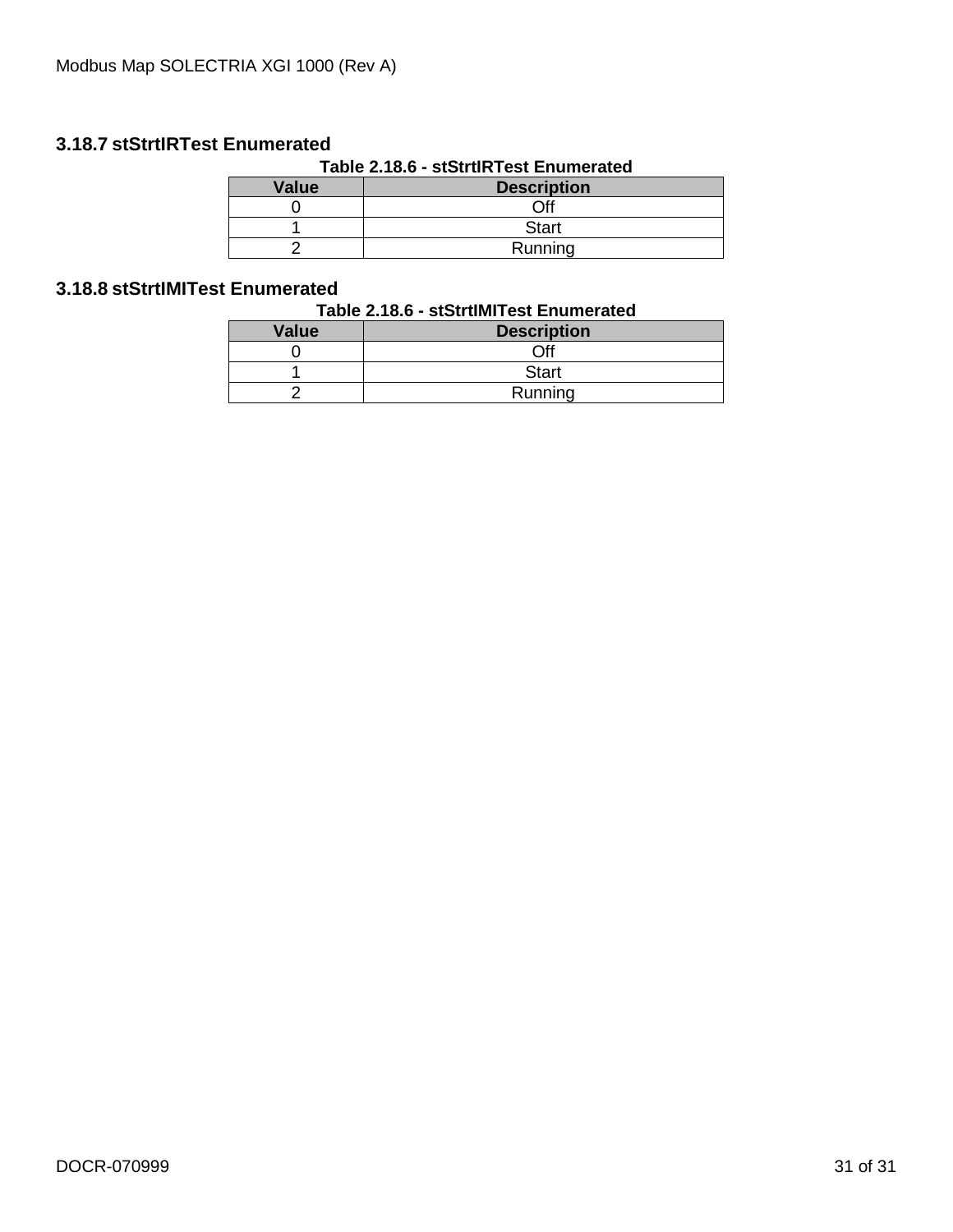### 3.18.7 stStrtIRTest Enumerated

**Table 2.18.6 - stStrtIRTest Enumerated**

| Value | Description |
|---|---|
| 0 | Off |
| 1 | Start |
| 2 | Running |

### 3.18.8 stStrtIMITest Enumerated

**Table 2.18.6 - stStrtIMITest Enumerated**

| Value | Description |
|---|---|
| 0 | Off |
| 1 | Start |
| 2 | Running |